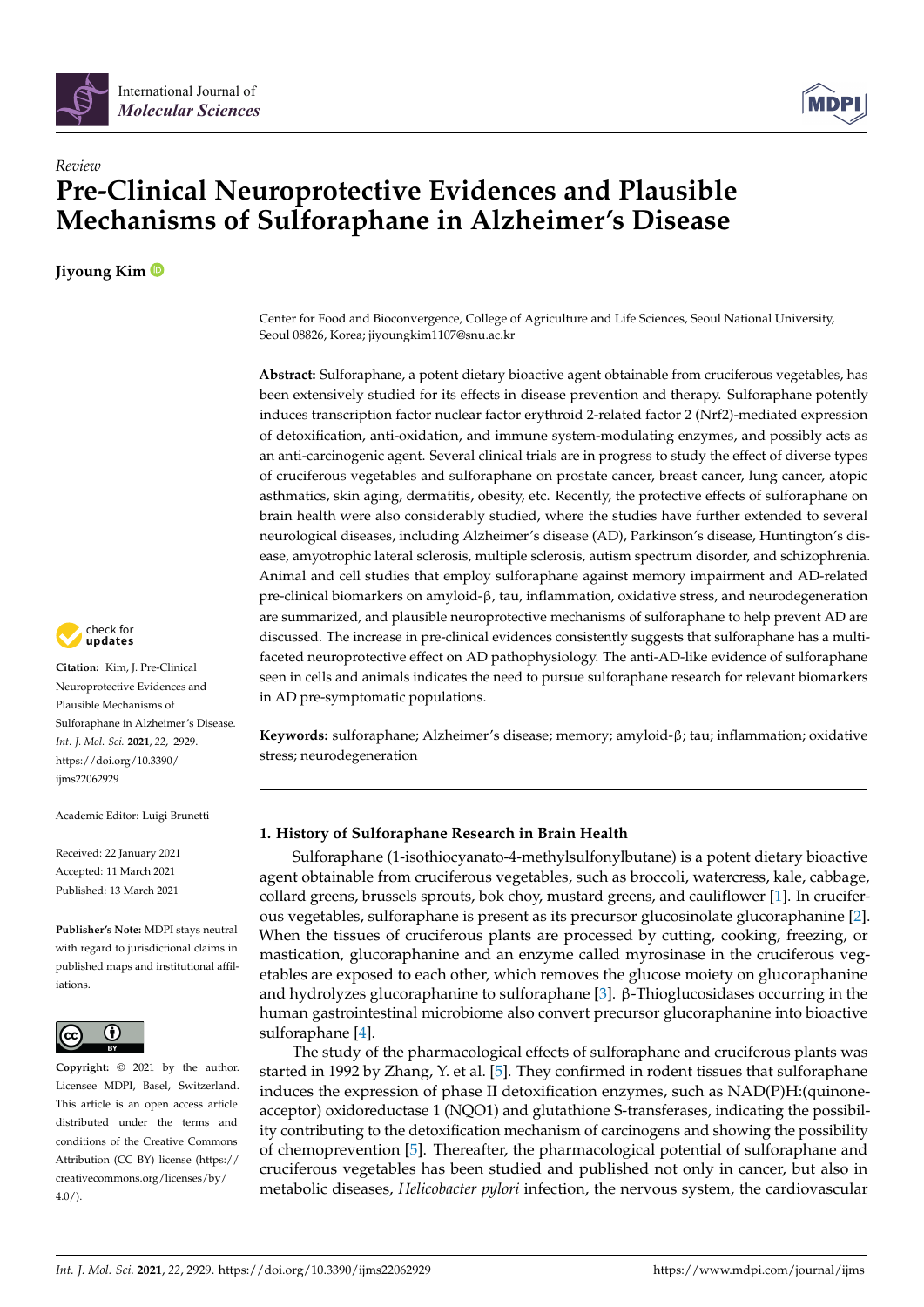*Review*

# Pre-Clinical Neuroprotective Evidences and Plausible Mechanisms of Sulforaphane in Alzheimer's Disease

**Jiyoung Kim**

Center for Food and Bioconvergence, College of Agriculture and Life Sciences, Seoul National University, Seoul 08826, Korea; jiyoungkim1107@snu.ac.kr

**Abstract:** Sulforaphane, a potent dietary bioactive agent obtainable from cruciferous vegetables, has been extensively studied for its effects in disease prevention and therapy. Sulforaphane potently induces transcription factor nuclear factor erythroid 2-related factor 2 (Nrf2)-mediated expression of detoxification, anti-oxidation, and immune system-modulating enzymes, and possibly acts as an anti-carcinogenic agent. Several clinical trials are in progress to study the effect of diverse types of cruciferous vegetables and sulforaphane on prostate cancer, breast cancer, lung cancer, atopic asthmatics, skin aging, dermatitis, obesity, etc. Recently, the protective effects of sulforaphane on brain health were also considerably studied, where the studies have further extended to several neurological diseases, including Alzheimer's disease (AD), Parkinson's disease, Huntington's disease, amyotrophic lateral sclerosis, multiple sclerosis, autism spectrum disorder, and schizophrenia. Animal and cell studies that employ sulforaphane against memory impairment and AD-related pre-clinical biomarkers on amyloid-β, tau, inflammation, oxidative stress, and neurodegeneration are summarized, and plausible neuroprotective mechanisms of sulforaphane to help prevent AD are discussed. The increase in pre-clinical evidences consistently suggests that sulforaphane has a multi-faceted neuroprotective effect on AD pathophysiology. The anti-AD-like evidence of sulforaphane seen in cells and animals indicates the need to pursue sulforaphane research for relevant biomarkers in AD pre-symptomatic populations.

**Keywords:** sulforaphane; Alzheimer's disease; memory; amyloid-β; tau; inflammation; oxidative stress; neurodegeneration

**Citation:** Kim, J. Pre-Clinical Neuroprotective Evidences and Plausible Mechanisms of Sulforaphane in Alzheimer's Disease. *Int. J. Mol. Sci.* **2021**, *22*, 2929. https://doi.org/10.3390/ijms22062929

Academic Editor: Luigi Brunetti

Received: 22 January 2021
Accepted: 11 March 2021
Published: 13 March 2021

**Publisher's Note:** MDPI stays neutral with regard to jurisdictional claims in published maps and institutional affiliations.

**Copyright:** © 2021 by the author. Licensee MDPI, Basel, Switzerland. This article is an open access article distributed under the terms and conditions of the Creative Commons Attribution (CC BY) license (https://creativecommons.org/licenses/by/4.0/).

## 1. History of Sulforaphane Research in Brain Health

Sulforaphane (1-isothiocyanato-4-methylsulfonylbutane) is a potent dietary bioactive agent obtainable from cruciferous vegetables, such as broccoli, watercress, kale, cabbage, collard greens, brussels sprouts, bok choy, mustard greens, and cauliflower [1]. In cruciferous vegetables, sulforaphane is present as its precursor glucosinolate glucoraphanine [2]. When the tissues of cruciferous plants are processed by cutting, cooking, freezing, or mastication, glucoraphanine and an enzyme called myrosinase in the cruciferous vegetables are exposed to each other, which removes the glucose moiety on glucoraphanine and hydrolyzes glucoraphanine to sulforaphane [3]. β-Thioglucosidases occurring in the human gastrointestinal microbiome also convert precursor glucoraphanine into bioactive sulforaphane [4].

The study of the pharmacological effects of sulforaphane and cruciferous plants was started in 1992 by Zhang, Y. et al. [5]. They confirmed in rodent tissues that sulforaphane induces the expression of phase II detoxification enzymes, such as NAD(P)H:(quinone-acceptor) oxidoreductase 1 (NQO1) and glutathione S-transferases, indicating the possibility contributing to the detoxification mechanism of carcinogens and showing the possibility of chemoprevention [5]. Thereafter, the pharmacological potential of sulforaphane and cruciferous vegetables has been studied and published not only in cancer, but also in metabolic diseases, *Helicobacter pylori* infection, the nervous system, the cardiovascular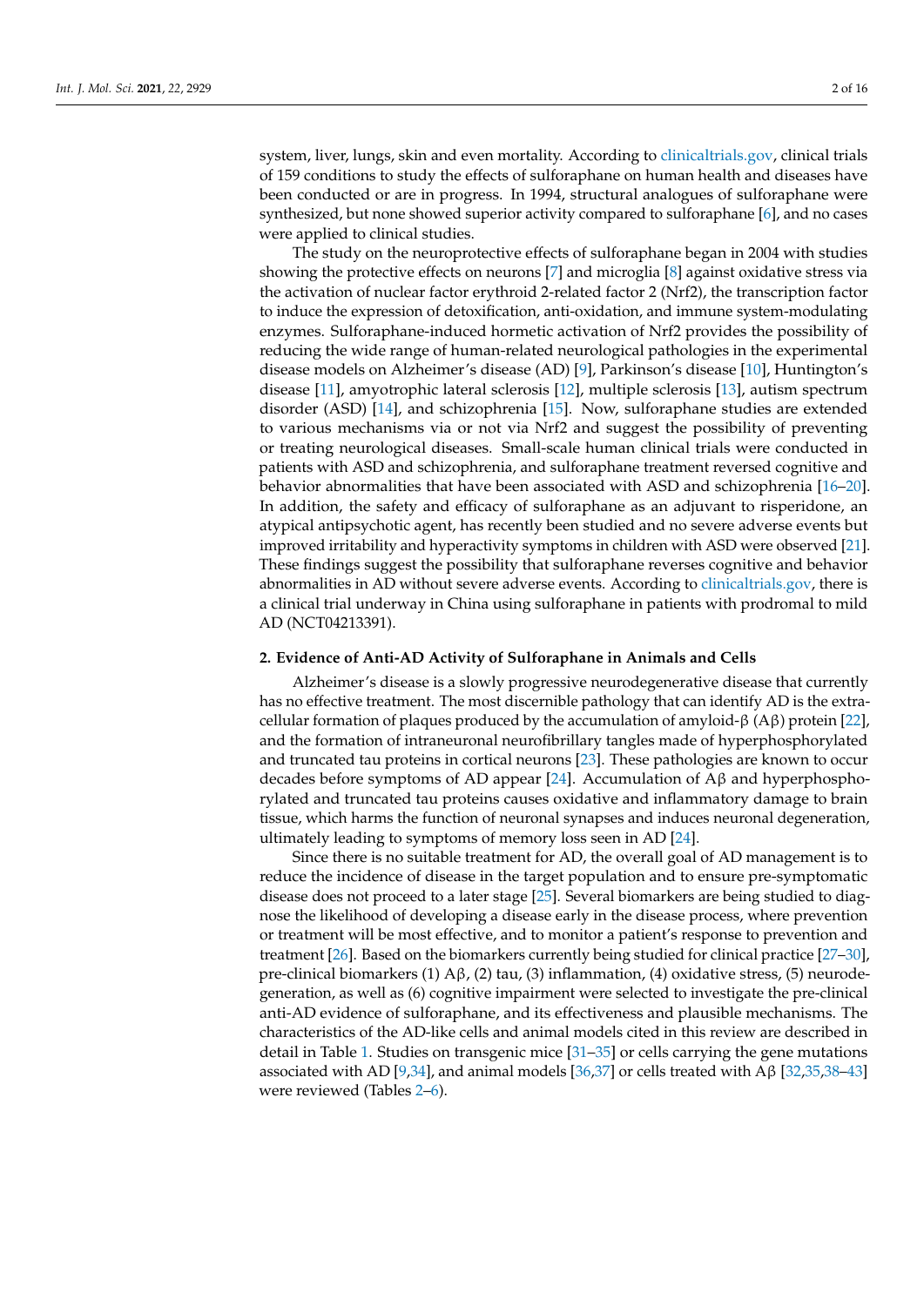system, liver, lungs, skin and even mortality. According to clinicaltrials.gov, clinical trials of 159 conditions to study the effects of sulforaphane on human health and diseases have been conducted or are in progress. In 1994, structural analogues of sulforaphane were synthesized, but none showed superior activity compared to sulforaphane [6], and no cases were applied to clinical studies.

The study on the neuroprotective effects of sulforaphane began in 2004 with studies showing the protective effects on neurons [7] and microglia [8] against oxidative stress via the activation of nuclear factor erythroid 2-related factor 2 (Nrf2), the transcription factor to induce the expression of detoxification, anti-oxidation, and immune system-modulating enzymes. Sulforaphane-induced hormetic activation of Nrf2 provides the possibility of reducing the wide range of human-related neurological pathologies in the experimental disease models on Alzheimer's disease (AD) [9], Parkinson's disease [10], Huntington's disease [11], amyotrophic lateral sclerosis [12], multiple sclerosis [13], autism spectrum disorder (ASD) [14], and schizophrenia [15]. Now, sulforaphane studies are extended to various mechanisms via or not via Nrf2 and suggest the possibility of preventing or treating neurological diseases. Small-scale human clinical trials were conducted in patients with ASD and schizophrenia, and sulforaphane treatment reversed cognitive and behavior abnormalities that have been associated with ASD and schizophrenia [16–20]. In addition, the safety and efficacy of sulforaphane as an adjuvant to risperidone, an atypical antipsychotic agent, has recently been studied and no severe adverse events but improved irritability and hyperactivity symptoms in children with ASD were observed [21]. These findings suggest the possibility that sulforaphane reverses cognitive and behavior abnormalities in AD without severe adverse events. According to clinicaltrials.gov, there is a clinical trial underway in China using sulforaphane in patients with prodromal to mild AD (NCT04213391).

## 2. Evidence of Anti-AD Activity of Sulforaphane in Animals and Cells

Alzheimer's disease is a slowly progressive neurodegenerative disease that currently has no effective treatment. The most discernible pathology that can identify AD is the extracellular formation of plaques produced by the accumulation of amyloid-β (Aβ) protein [22], and the formation of intraneuronal neurofibrillary tangles made of hyperphosphorylated and truncated tau proteins in cortical neurons [23]. These pathologies are known to occur decades before symptoms of AD appear [24]. Accumulation of Aβ and hyperphosphorylated and truncated tau proteins causes oxidative and inflammatory damage to brain tissue, which harms the function of neuronal synapses and induces neuronal degeneration, ultimately leading to symptoms of memory loss seen in AD [24].

Since there is no suitable treatment for AD, the overall goal of AD management is to reduce the incidence of disease in the target population and to ensure pre-symptomatic disease does not proceed to a later stage [25]. Several biomarkers are being studied to diagnose the likelihood of developing a disease early in the disease process, where prevention or treatment will be most effective, and to monitor a patient's response to prevention and treatment [26]. Based on the biomarkers currently being studied for clinical practice [27–30], pre-clinical biomarkers (1) Aβ, (2) tau, (3) inflammation, (4) oxidative stress, (5) neurodegeneration, as well as (6) cognitive impairment were selected to investigate the pre-clinical anti-AD evidence of sulforaphane, and its effectiveness and plausible mechanisms. The characteristics of the AD-like cells and animal models cited in this review are described in detail in Table 1. Studies on transgenic mice [31–35] or cells carrying the gene mutations associated with AD [9,34], and animal models [36,37] or cells treated with Aβ [32,35,38–43] were reviewed (Tables 2–6).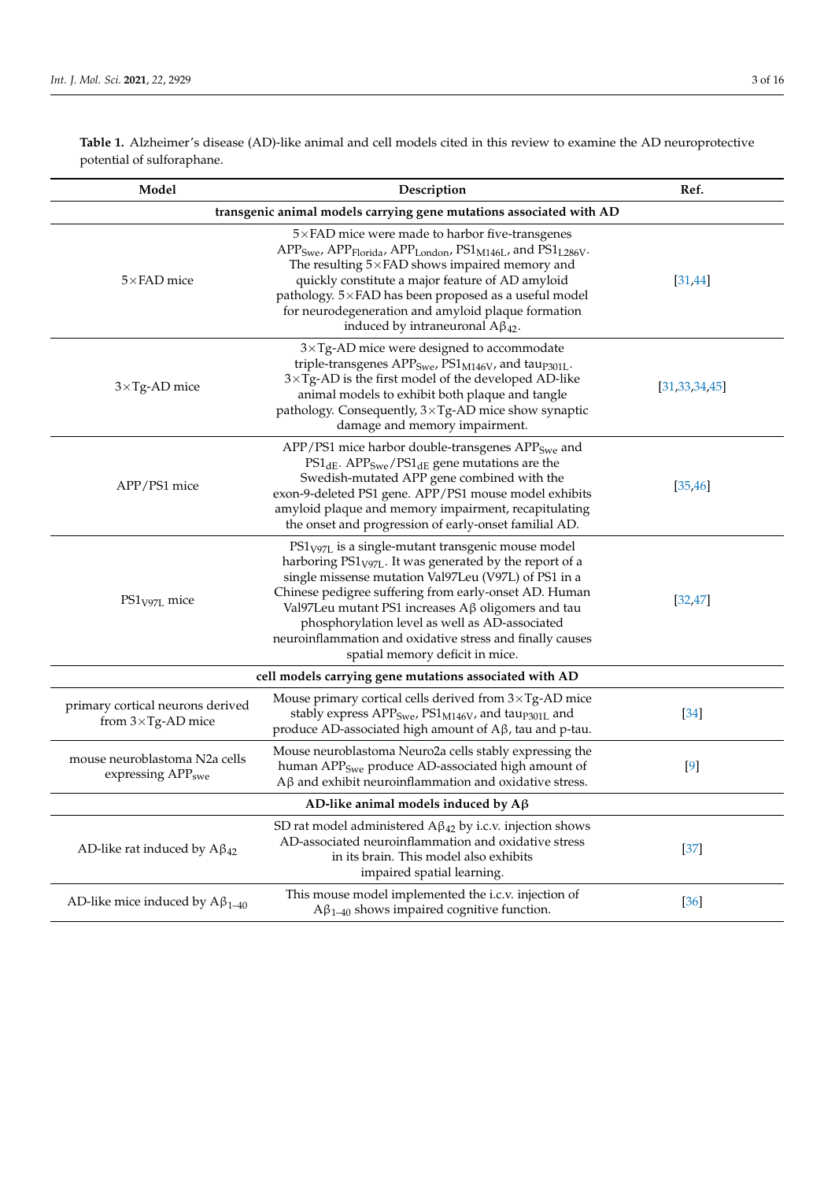**Table 1.** Alzheimer's disease (AD)-like animal and cell models cited in this review to examine the AD neuroprotective potential of sulforaphane.

| Model | Description | Ref. |
|---|---|---|
| **transgenic animal models carrying gene mutations associated with AD** | | |
| 5×FAD mice | 5×FAD mice were made to harbor five-transgenes $APP_{Swe}$, $APP_{Florida}$, $APP_{London}$, $PS1_{M146L}$, and $PS1_{L286V}$. The resulting 5×FAD shows impaired memory and quickly constitute a major feature of AD amyloid pathology. 5×FAD has been proposed as a useful model for neurodegeneration and amyloid plaque formation induced by intraneuronal $A\beta_{42}$. | [31,44] |
| 3×Tg-AD mice | 3×Tg-AD mice were designed to accommodate triple-transgenes $APP_{Swe}$, $PS1_{M146V}$, and $tau_{P301L}$. 3×Tg-AD is the first model of the developed AD-like animal models to exhibit both plaque and tangle pathology. Consequently, 3×Tg-AD mice show synaptic damage and memory impairment. | [31,33,34,45] |
| APP/PS1 mice | APP/PS1 mice harbor double-transgenes $APP_{Swe}$ and $PS1_{dE}$. $APP_{Swe}/PS1_{dE}$ gene mutations are the Swedish-mutated APP gene combined with the exon-9-deleted PS1 gene. APP/PS1 mouse model exhibits amyloid plaque and memory impairment, recapitulating the onset and progression of early-onset familial AD. | [35,46] |
| $PS1_{V97L}$ mice | $PS1_{V97L}$ is a single-mutant transgenic mouse model harboring $PS1_{V97L}$. It was generated by the report of a single missense mutation Val97Leu (V97L) of PS1 in a Chinese pedigree suffering from early-onset AD. Human Val97Leu mutant PS1 increases Aβ oligomers and tau phosphorylation level as well as AD-associated neuroinflammation and oxidative stress and finally causes spatial memory deficit in mice. | [32,47] |
| **cell models carrying gene mutations associated with AD** | | |
| primary cortical neurons derived from 3×Tg-AD mice | Mouse primary cortical cells derived from 3×Tg-AD mice stably express $APP_{Swe}$, $PS1_{M146V}$, and $tau_{P301L}$ and produce AD-associated high amount of Aβ, tau and p-tau. | [34] |
| mouse neuroblastoma N2a cells expressing $APP_{swe}$ | Mouse neuroblastoma Neuro2a cells stably expressing the human $APP_{Swe}$ produce AD-associated high amount of Aβ and exhibit neuroinflammation and oxidative stress. | [9] |
| **AD-like animal models induced by Aβ** | | |
| AD-like rat induced by $A\beta_{42}$ | SD rat model administered $A\beta_{42}$ by i.c.v. injection shows AD-associated neuroinflammation and oxidative stress in its brain. This model also exhibits impaired spatial learning. | [37] |
| AD-like mice induced by $A\beta_{1-40}$ | This mouse model implemented the i.c.v. injection of $A\beta_{1-40}$ shows impaired cognitive function. | [36] |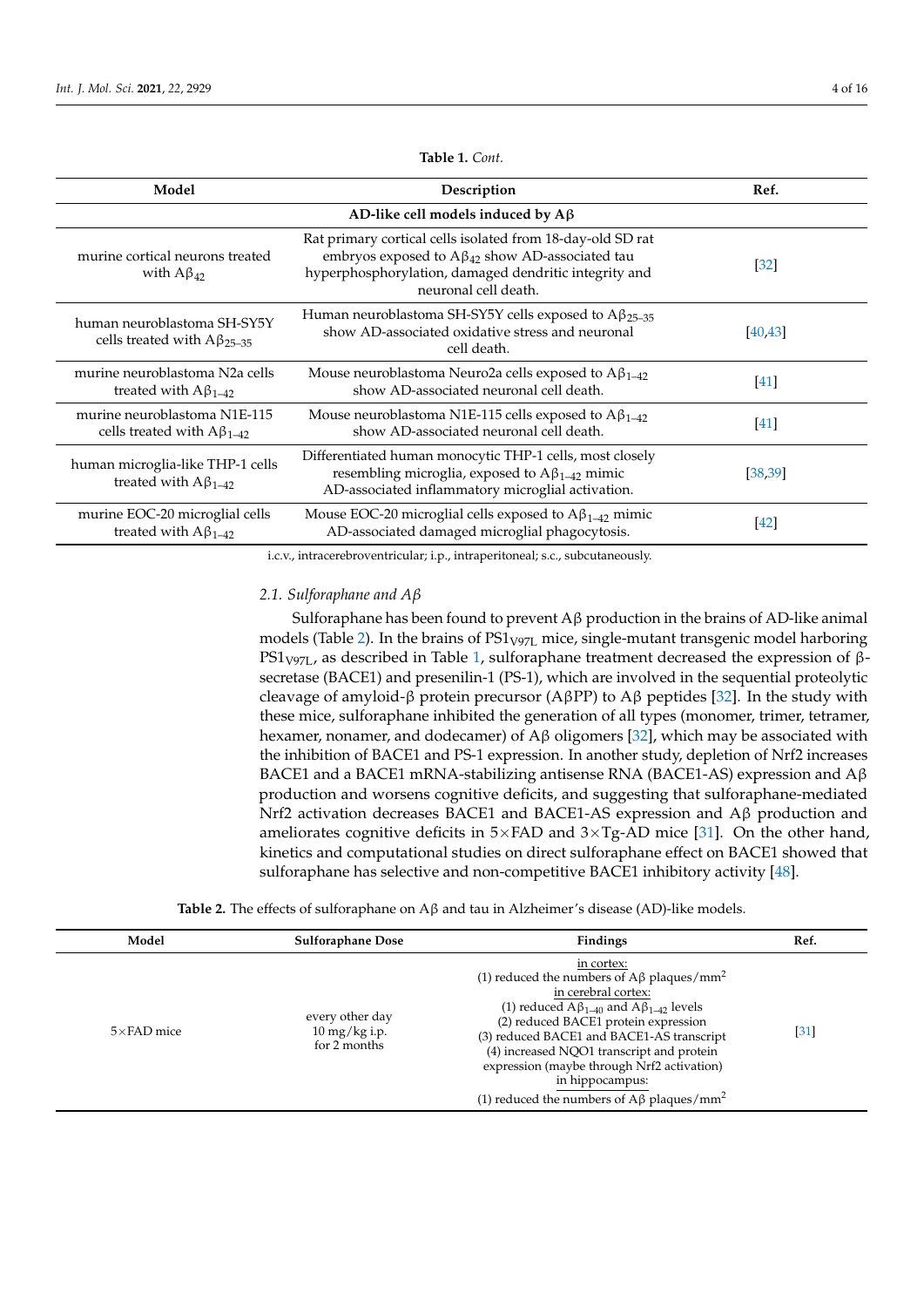**Table 1.** *Cont.*

| Model | Description | Ref. |
|---|---|---|
| **AD-like cell models induced by Aβ** | | |
| murine cortical neurons treated with $A\beta_{42}$ | Rat primary cortical cells isolated from 18-day-old SD rat embryos exposed to $A\beta_{42}$ show AD-associated tau hyperphosphorylation, damaged dendritic integrity and neuronal cell death. | [32] |
| human neuroblastoma SH-SY5Y cells treated with $A\beta_{25\text{–}35}$ | Human neuroblastoma SH-SY5Y cells exposed to $A\beta_{25\text{–}35}$ show AD-associated oxidative stress and neuronal cell death. | [40,43] |
| murine neuroblastoma N2a cells treated with $A\beta_{1\text{–}42}$ | Mouse neuroblastoma Neuro2a cells exposed to $A\beta_{1\text{–}42}$ show AD-associated neuronal cell death. | [41] |
| murine neuroblastoma N1E-115 cells treated with $A\beta_{1\text{–}42}$ | Mouse neuroblastoma N1E-115 cells exposed to $A\beta_{1\text{–}42}$ show AD-associated neuronal cell death. | [41] |
| human microglia-like THP-1 cells treated with $A\beta_{1\text{–}42}$ | Differentiated human monocytic THP-1 cells, most closely resembling microglia, exposed to $A\beta_{1\text{–}42}$ mimic AD-associated inflammatory microglial activation. | [38,39] |
| murine EOC-20 microglial cells treated with $A\beta_{1\text{–}42}$ | Mouse EOC-20 microglial cells exposed to $A\beta_{1\text{–}42}$ mimic AD-associated damaged microglial phagocytosis. | [42] |

i.c.v., intracerebroventricular; i.p., intraperitoneal; s.c., subcutaneously.

### *2.1. Sulforaphane and Aβ*

Sulforaphane has been found to prevent Aβ production in the brains of AD-like animal models (Table 2). In the brains of $PS1_{V97L}$ mice, single-mutant transgenic model harboring $PS1_{V97L}$, as described in Table 1, sulforaphane treatment decreased the expression of β-secretase (BACE1) and presenilin-1 (PS-1), which are involved in the sequential proteolytic cleavage of amyloid-β protein precursor (AβPP) to Aβ peptides [32]. In the study with these mice, sulforaphane inhibited the generation of all types (monomer, trimer, tetramer, hexamer, nonamer, and dodecamer) of Aβ oligomers [32], which may be associated with the inhibition of BACE1 and PS-1 expression. In another study, depletion of Nrf2 increases BACE1 and a BACE1 mRNA-stabilizing antisense RNA (BACE1-AS) expression and Aβ production and worsens cognitive deficits, and suggesting that sulforaphane-mediated Nrf2 activation decreases BACE1 and BACE1-AS expression and Aβ production and ameliorates cognitive deficits in 5×FAD and 3×Tg-AD mice [31]. On the other hand, kinetics and computational studies on direct sulforaphane effect on BACE1 showed that sulforaphane has selective and non-competitive BACE1 inhibitory activity [48].

**Table 2.** The effects of sulforaphane on Aβ and tau in Alzheimer's disease (AD)-like models.

| Model | Sulforaphane Dose | Findings | Ref. |
|---|---|---|---|
| 5×FAD mice | every other day 10 mg/kg i.p. for 2 months | in cortex: (1) reduced the numbers of Aβ plaques/mm$^2$ in cerebral cortex: (1) reduced $A\beta_{1\text{–}40}$ and $A\beta_{1\text{–}42}$ levels (2) reduced BACE1 protein expression (3) reduced BACE1 and BACE1-AS transcript (4) increased NQO1 transcript and protein expression (maybe through Nrf2 activation) in hippocampus: (1) reduced the numbers of Aβ plaques/mm$^2$ | [31] |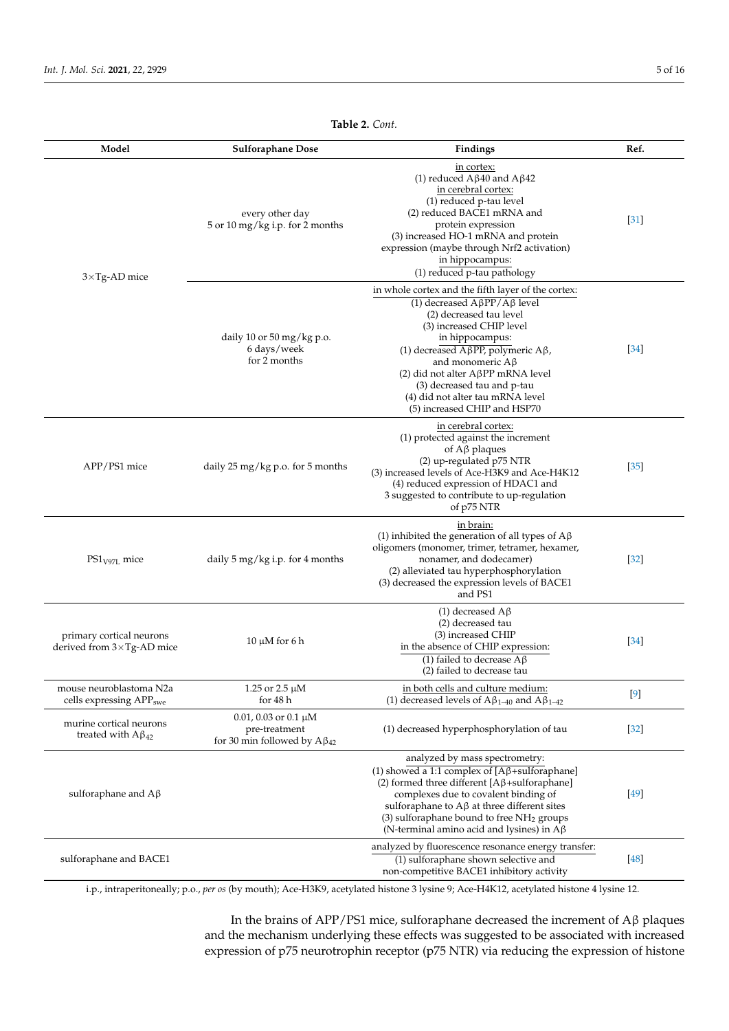**Table 2.** *Cont.*

| Model | Sulforaphane Dose | Findings | Ref. |
| --- | --- | --- | --- |
| 3×Tg-AD mice | every other day 5 or 10 mg/kg i.p. for 2 months | in cortex: (1) reduced Aβ40 and Aβ42 in cerebral cortex: (1) reduced p-tau level (2) reduced BACE1 mRNA and protein expression (3) increased HO-1 mRNA and protein expression (maybe through Nrf2 activation) in hippocampus: (1) reduced p-tau pathology | [31] |
| | daily 10 or 50 mg/kg p.o. 6 days/week for 2 months | in whole cortex and the fifth layer of the cortex: (1) decreased AβPP/Aβ level (2) decreased tau level (3) increased CHIP level in hippocampus: (1) decreased AβPP, polymeric Aβ, and monomeric Aβ (2) did not alter AβPP mRNA level (3) decreased tau and p-tau (4) did not alter tau mRNA level (5) increased CHIP and HSP70 | [34] |
| APP/PS1 mice | daily 25 mg/kg p.o. for 5 months | in cerebral cortex: (1) protected against the increment of Aβ plaques (2) up-regulated p75 NTR (3) increased levels of Ace-H3K9 and Ace-H4K12 (4) reduced expression of HDAC1 and 3 suggested to contribute to up-regulation of p75 NTR | [35] |
| $PS1_{V97L}$ mice | daily 5 mg/kg i.p. for 4 months | in brain: (1) inhibited the generation of all types of Aβ oligomers (monomer, trimer, tetramer, hexamer, nonamer, and dodecamer) (2) alleviated tau hyperphosphorylation (3) decreased the expression levels of BACE1 and PS1 | [32] |
| primary cortical neurons derived from 3×Tg-AD mice | 10 μM for 6 h | (1) decreased Aβ (2) decreased tau (3) increased CHIP in the absence of CHIP expression: (1) failed to decrease Aβ (2) failed to decrease tau | [34] |
| mouse neuroblastoma N2a cells expressing $APP_{swe}$ | 1.25 or 2.5 μM for 48 h | in both cells and culture medium: (1) decreased levels of $A\beta_{1–40}$ and $A\beta_{1–42}$ | [9] |
| murine cortical neurons treated with $A\beta_{42}$ | 0.01, 0.03 or 0.1 μM pre-treatment for 30 min followed by $A\beta_{42}$ | (1) decreased hyperphosphorylation of tau | [32] |
| sulforaphane and Aβ | | analyzed by mass spectrometry: (1) showed a 1:1 complex of [Aβ+sulforaphane] (2) formed three different [Aβ+sulforaphane] complexes due to covalent binding of sulforaphane to Aβ at three different sites (3) sulforaphane bound to free $NH_2$ groups (N-terminal amino acid and lysines) in Aβ | [49] |
| sulforaphane and BACE1 | | analyzed by fluorescence resonance energy transfer: (1) sulforaphane shown selective and non-competitive BACE1 inhibitory activity | [48] |

i.p., intraperitoneally; p.o., *per os* (by mouth); Ace-H3K9, acetylated histone 3 lysine 9; Ace-H4K12, acetylated histone 4 lysine 12.

In the brains of APP/PS1 mice, sulforaphane decreased the increment of Aβ plaques and the mechanism underlying these effects was suggested to be associated with increased expression of p75 neurotrophin receptor (p75 NTR) via reducing the expression of histone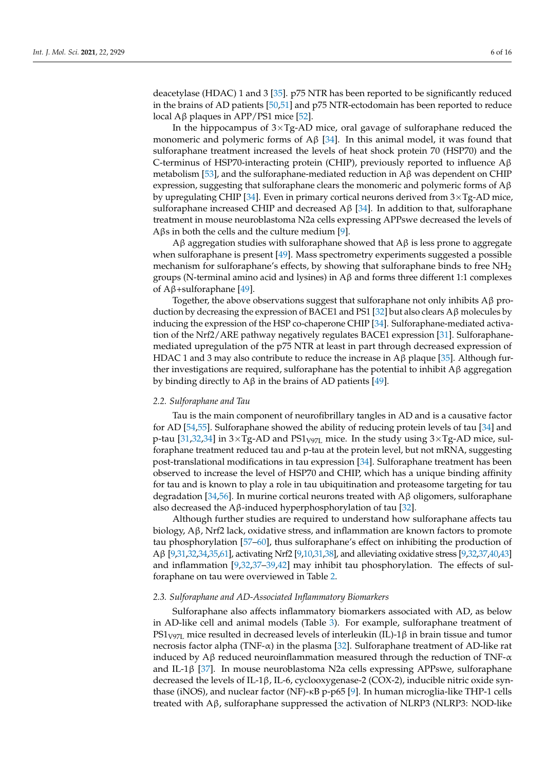deacetylase (HDAC) 1 and 3 [35]. p75 NTR has been reported to be significantly reduced in the brains of AD patients [50,51] and p75 NTR-ectodomain has been reported to reduce local Aβ plaques in APP/PS1 mice [52].

In the hippocampus of 3×Tg-AD mice, oral gavage of sulforaphane reduced the monomeric and polymeric forms of Aβ [34]. In this animal model, it was found that sulforaphane treatment increased the levels of heat shock protein 70 (HSP70) and the C-terminus of HSP70-interacting protein (CHIP), previously reported to influence Aβ metabolism [53], and the sulforaphane-mediated reduction in Aβ was dependent on CHIP expression, suggesting that sulforaphane clears the monomeric and polymeric forms of Aβ by upregulating CHIP [34]. Even in primary cortical neurons derived from 3×Tg-AD mice, sulforaphane increased CHIP and decreased Aβ [34]. In addition to that, sulforaphane treatment in mouse neuroblastoma N2a cells expressing APPswe decreased the levels of Aβs in both the cells and the culture medium [9].

Aβ aggregation studies with sulforaphane showed that Aβ is less prone to aggregate when sulforaphane is present [49]. Mass spectrometry experiments suggested a possible mechanism for sulforaphane's effects, by showing that sulforaphane binds to free $NH_2$ groups (N-terminal amino acid and lysines) in Aβ and forms three different 1:1 complexes of Aβ+sulforaphane [49].

Together, the above observations suggest that sulforaphane not only inhibits Aβ production by decreasing the expression of BACE1 and PS1 [32] but also clears Aβ molecules by inducing the expression of the HSP co-chaperone CHIP [34]. Sulforaphane-mediated activation of the Nrf2/ARE pathway negatively regulates BACE1 expression [31]. Sulforaphane-mediated upregulation of the p75 NTR at least in part through decreased expression of HDAC 1 and 3 may also contribute to reduce the increase in Aβ plaque [35]. Although further investigations are required, sulforaphane has the potential to inhibit Aβ aggregation by binding directly to Aβ in the brains of AD patients [49].

### 2.2. Sulforaphane and Tau

Tau is the main component of neurofibrillary tangles in AD and is a causative factor for AD [54,55]. Sulforaphane showed the ability of reducing protein levels of tau [34] and p-tau [31,32,34] in 3×Tg-AD and $PS1_{V97L}$ mice. In the study using 3×Tg-AD mice, sulforaphane treatment reduced tau and p-tau at the protein level, but not mRNA, suggesting post-translational modifications in tau expression [34]. Sulforaphane treatment has been observed to increase the level of HSP70 and CHIP, which has a unique binding affinity for tau and is known to play a role in tau ubiquitination and proteasome targeting for tau degradation [34,56]. In murine cortical neurons treated with Aβ oligomers, sulforaphane also decreased the Aβ-induced hyperphosphorylation of tau [32].

Although further studies are required to understand how sulforaphane affects tau biology, Aβ, Nrf2 lack, oxidative stress, and inflammation are known factors to promote tau phosphorylation [57–60], thus sulforaphane's effect on inhibiting the production of Aβ [9,31,32,34,35,61], activating Nrf2 [9,10,31,38], and alleviating oxidative stress [9,32,37,40,43] and inflammation [9,32,37–39,42] may inhibit tau phosphorylation. The effects of sulforaphane on tau were overviewed in Table 2.

### 2.3. Sulforaphane and AD-Associated Inflammatory Biomarkers

Sulforaphane also affects inflammatory biomarkers associated with AD, as below in AD-like cell and animal models (Table 3). For example, sulforaphane treatment of $PS1_{V97L}$ mice resulted in decreased levels of interleukin (IL)-1β in brain tissue and tumor necrosis factor alpha (TNF-α) in the plasma [32]. Sulforaphane treatment of AD-like rat induced by Aβ reduced neuroinflammation measured through the reduction of TNF-α and IL-1β [37]. In mouse neuroblastoma N2a cells expressing APPswe, sulforaphane decreased the levels of IL-1β, IL-6, cyclooxygenase-2 (COX-2), inducible nitric oxide synthase (iNOS), and nuclear factor (NF)-κB p-p65 [9]. In human microglia-like THP-1 cells treated with Aβ, sulforaphane suppressed the activation of NLRP3 (NLRP3: NOD-like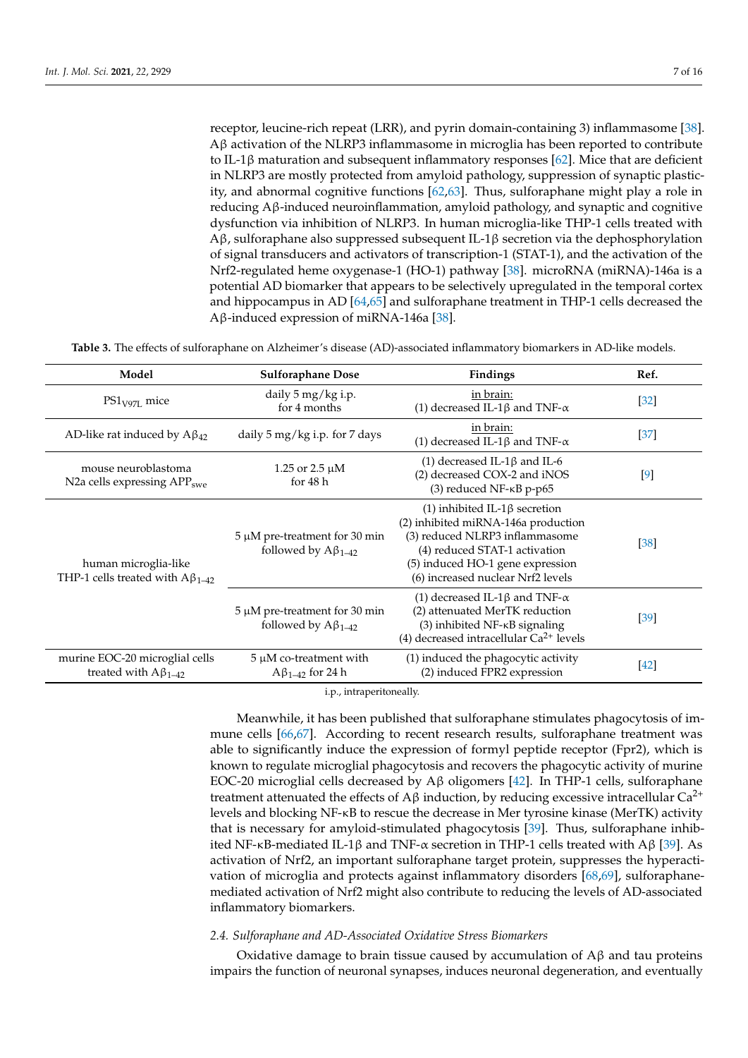receptor, leucine-rich repeat (LRR), and pyrin domain-containing 3) inflammasome [38]. Aβ activation of the NLRP3 inflammasome in microglia has been reported to contribute to IL-1β maturation and subsequent inflammatory responses [62]. Mice that are deficient in NLRP3 are mostly protected from amyloid pathology, suppression of synaptic plasticity, and abnormal cognitive functions [62,63]. Thus, sulforaphane might play a role in reducing Aβ-induced neuroinflammation, amyloid pathology, and synaptic and cognitive dysfunction via inhibition of NLRP3. In human microglia-like THP-1 cells treated with Aβ, sulforaphane also suppressed subsequent IL-1β secretion via the dephosphorylation of signal transducers and activators of transcription-1 (STAT-1), and the activation of the Nrf2-regulated heme oxygenase-1 (HO-1) pathway [38]. microRNA (miRNA)-146a is a potential AD biomarker that appears to be selectively upregulated in the temporal cortex and hippocampus in AD [64,65] and sulforaphane treatment in THP-1 cells decreased the Aβ-induced expression of miRNA-146a [38].

**Table 3.** The effects of sulforaphane on Alzheimer's disease (AD)-associated inflammatory biomarkers in AD-like models.

| Model | Sulforaphane Dose | Findings | Ref. |
|---|---|---|---|
| $PS1_{V97L}$ mice | daily 5 mg/kg i.p. for 4 months | in brain: (1) decreased IL-1β and TNF-α | [32] |
| AD-like rat induced by $A\beta_{42}$ | daily 5 mg/kg i.p. for 7 days | in brain: (1) decreased IL-1β and TNF-α | [37] |
| mouse neuroblastoma N2a cells expressing $APP_{swe}$ | 1.25 or 2.5 μM for 48 h | (1) decreased IL-1β and IL-6 (2) decreased COX-2 and iNOS (3) reduced NF-κB p-p65 | [9] |
| human microglia-like THP-1 cells treated with $A\beta_{1–42}$ | 5 μM pre-treatment for 30 min followed by $A\beta_{1–42}$ | (1) inhibited IL-1β secretion (2) inhibited miRNA-146a production (3) reduced NLRP3 inflammasome (4) reduced STAT-1 activation (5) induced HO-1 gene expression (6) increased nuclear Nrf2 levels | [38] |
| | 5 μM pre-treatment for 30 min followed by $A\beta_{1–42}$ | (1) decreased IL-1β and TNF-α (2) attenuated MerTK reduction (3) inhibited NF-κB signaling (4) decreased intracellular $Ca^{2+}$ levels | [39] |
| murine EOC-20 microglial cells treated with $A\beta_{1–42}$ | 5 μM co-treatment with $A\beta_{1–42}$ for 24 h | (1) induced the phagocytic activity (2) induced FPR2 expression | [42] |

i.p., intraperitoneally.

Meanwhile, it has been published that sulforaphane stimulates phagocytosis of immune cells [66,67]. According to recent research results, sulforaphane treatment was able to significantly induce the expression of formyl peptide receptor (Fpr2), which is known to regulate microglial phagocytosis and recovers the phagocytic activity of murine EOC-20 microglial cells decreased by Aβ oligomers [42]. In THP-1 cells, sulforaphane treatment attenuated the effects of Aβ induction, by reducing excessive intracellular $Ca^{2+}$ levels and blocking NF-κB to rescue the decrease in Mer tyrosine kinase (MerTK) activity that is necessary for amyloid-stimulated phagocytosis [39]. Thus, sulforaphane inhibited NF-κB-mediated IL-1β and TNF-α secretion in THP-1 cells treated with Aβ [39]. As activation of Nrf2, an important sulforaphane target protein, suppresses the hyperactivation of microglia and protects against inflammatory disorders [68,69], sulforaphane-mediated activation of Nrf2 might also contribute to reducing the levels of AD-associated inflammatory biomarkers.

### 2.4. Sulforaphane and AD-Associated Oxidative Stress Biomarkers

Oxidative damage to brain tissue caused by accumulation of Aβ and tau proteins impairs the function of neuronal synapses, induces neuronal degeneration, and eventually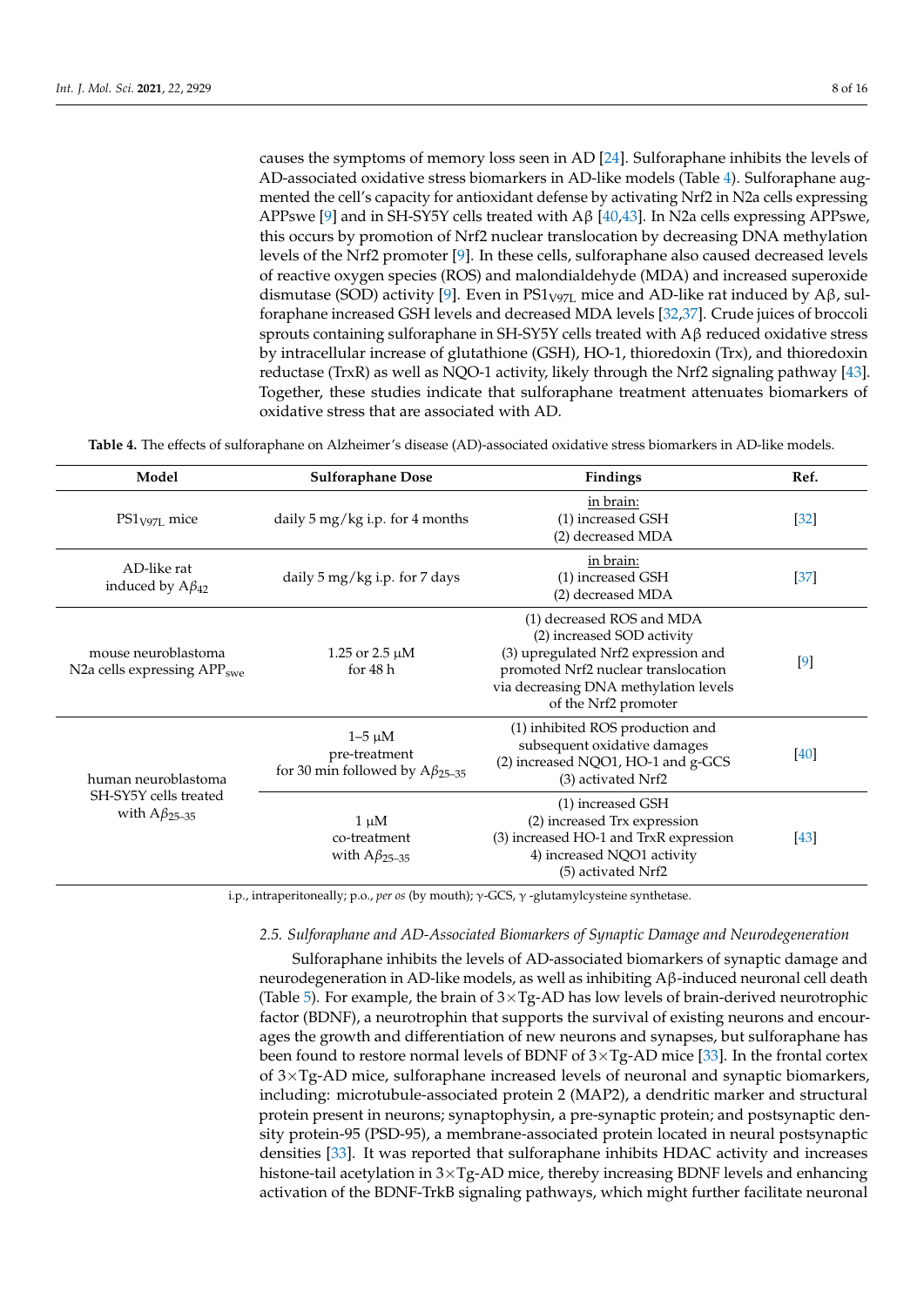causes the symptoms of memory loss seen in AD [24]. Sulforaphane inhibits the levels of AD-associated oxidative stress biomarkers in AD-like models (Table 4). Sulforaphane augmented the cell's capacity for antioxidant defense by activating Nrf2 in N2a cells expressing APPswe [9] and in SH-SY5Y cells treated with Aβ [40,43]. In N2a cells expressing APPswe, this occurs by promotion of Nrf2 nuclear translocation by decreasing DNA methylation levels of the Nrf2 promoter [9]. In these cells, sulforaphane also caused decreased levels of reactive oxygen species (ROS) and malondialdehyde (MDA) and increased superoxide dismutase (SOD) activity [9]. Even in $PS1_{V97L}$ mice and AD-like rat induced by Aβ, sulforaphane increased GSH levels and decreased MDA levels [32,37]. Crude juices of broccoli sprouts containing sulforaphane in SH-SY5Y cells treated with Aβ reduced oxidative stress by intracellular increase of glutathione (GSH), HO-1, thioredoxin (Trx), and thioredoxin reductase (TrxR) as well as NQO-1 activity, likely through the Nrf2 signaling pathway [43]. Together, these studies indicate that sulforaphane treatment attenuates biomarkers of oxidative stress that are associated with AD.

**Table 4.** The effects of sulforaphane on Alzheimer's disease (AD)-associated oxidative stress biomarkers in AD-like models.

| Model | Sulforaphane Dose | Findings | Ref. |
|---|---|---|---|
| $PS1_{V97L}$ mice | daily 5 mg/kg i.p. for 4 months | in brain: (1) increased GSH (2) decreased MDA | [32] |
| AD-like rat induced by $A\beta_{42}$ | daily 5 mg/kg i.p. for 7 days | in brain: (1) increased GSH (2) decreased MDA | [37] |
| mouse neuroblastoma N2a cells expressing $APP_{swe}$ | 1.25 or 2.5 μM for 48 h | (1) decreased ROS and MDA (2) increased SOD activity (3) upregulated Nrf2 expression and promoted Nrf2 nuclear translocation via decreasing DNA methylation levels of the Nrf2 promoter | [9] |
| human neuroblastoma SH-SY5Y cells treated with $A\beta_{25–35}$ | 1–5 μM pre-treatment for 30 min followed by $A\beta_{25–35}$ | (1) inhibited ROS production and subsequent oxidative damages (2) increased NQO1, HO-1 and g-GCS (3) activated Nrf2 | [40] |
| | 1 μM co-treatment with $A\beta_{25–35}$ | (1) increased GSH (2) increased Trx expression (3) increased HO-1 and TrxR expression 4) increased NQO1 activity (5) activated Nrf2 | [43] |

i.p., intraperitoneally; p.o., *per os* (by mouth); γ-GCS, γ -glutamylcysteine synthetase.

### *2.5. Sulforaphane and AD-Associated Biomarkers of Synaptic Damage and Neurodegeneration*

Sulforaphane inhibits the levels of AD-associated biomarkers of synaptic damage and neurodegeneration in AD-like models, as well as inhibiting Aβ-induced neuronal cell death (Table 5). For example, the brain of 3×Tg-AD has low levels of brain-derived neurotrophic factor (BDNF), a neurotrophin that supports the survival of existing neurons and encourages the growth and differentiation of new neurons and synapses, but sulforaphane has been found to restore normal levels of BDNF of 3×Tg-AD mice [33]. In the frontal cortex of 3×Tg-AD mice, sulforaphane increased levels of neuronal and synaptic biomarkers, including: microtubule-associated protein 2 (MAP2), a dendritic marker and structural protein present in neurons; synaptophysin, a pre-synaptic protein; and postsynaptic density protein-95 (PSD-95), a membrane-associated protein located in neural postsynaptic densities [33]. It was reported that sulforaphane inhibits HDAC activity and increases histone-tail acetylation in 3×Tg-AD mice, thereby increasing BDNF levels and enhancing activation of the BDNF-TrkB signaling pathways, which might further facilitate neuronal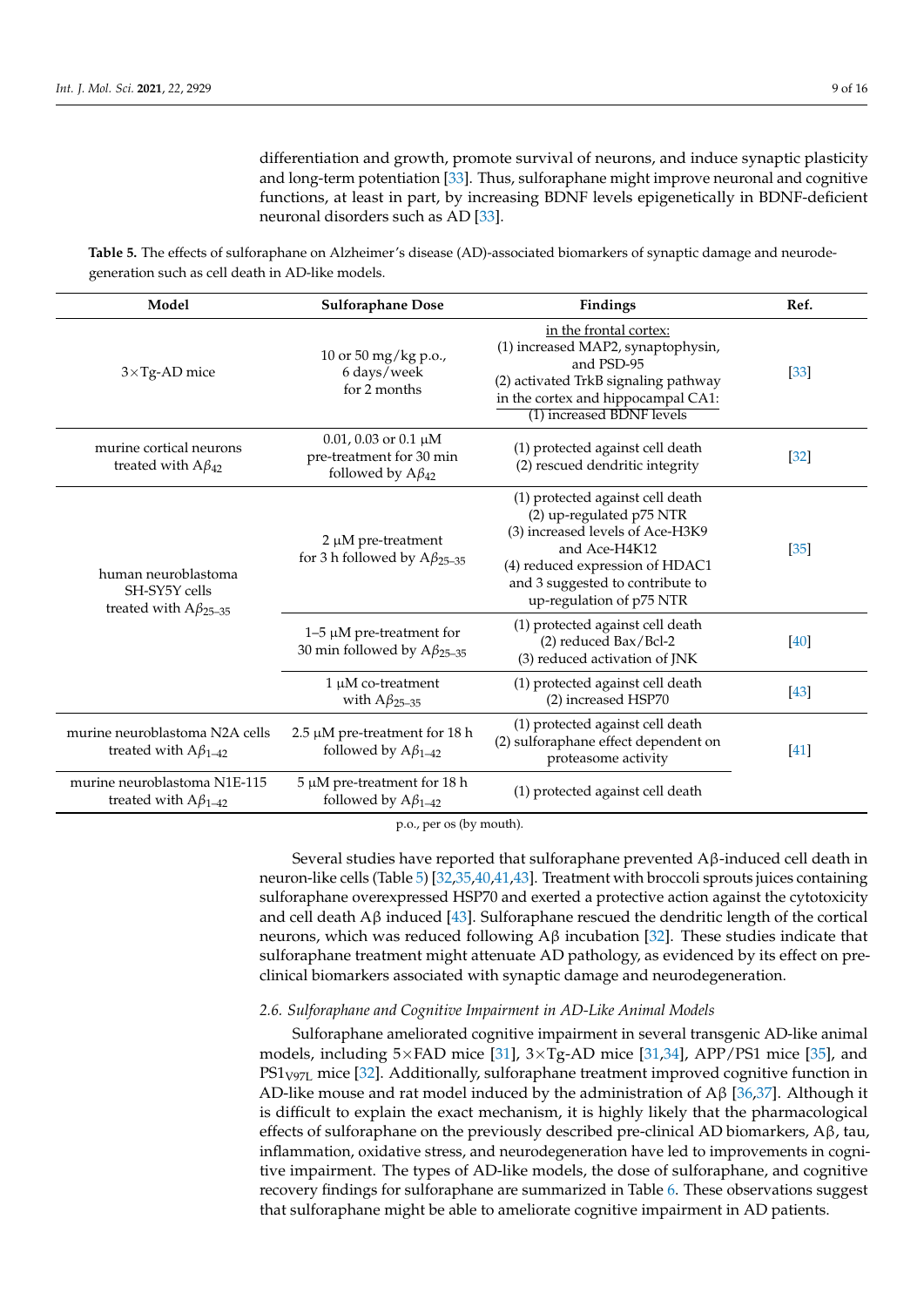differentiation and growth, promote survival of neurons, and induce synaptic plasticity and long-term potentiation [33]. Thus, sulforaphane might improve neuronal and cognitive functions, at least in part, by increasing BDNF levels epigenetically in BDNF-deficient neuronal disorders such as AD [33].

**Table 5.** The effects of sulforaphane on Alzheimer's disease (AD)-associated biomarkers of synaptic damage and neurodegeneration such as cell death in AD-like models.

| Model | Sulforaphane Dose | Findings | Ref. |
|---|---|---|---|
| 3×Tg-AD mice | 10 or 50 mg/kg p.o., 6 days/week for 2 months | in the frontal cortex: (1) increased MAP2, synaptophysin, and PSD-95 (2) activated TrkB signaling pathway in the cortex and hippocampal CA1: (1) increased BDNF levels | [33] |
| murine cortical neurons treated with $A\beta_{42}$ | 0.01, 0.03 or 0.1 µM pre-treatment for 30 min followed by $A\beta_{42}$ | (1) protected against cell death (2) rescued dendritic integrity | [32] |
| human neuroblastoma SH-SY5Y cells treated with $A\beta_{25\text{–}35}$ | 2 µM pre-treatment for 3 h followed by $A\beta_{25\text{–}35}$ | (1) protected against cell death (2) up-regulated p75 NTR (3) increased levels of Ace-H3K9 and Ace-H4K12 (4) reduced expression of HDAC1 and 3 suggested to contribute to up-regulation of p75 NTR | [35] |
| | 1–5 µM pre-treatment for 30 min followed by $A\beta_{25\text{–}35}$ | (1) protected against cell death (2) reduced Bax/Bcl-2 (3) reduced activation of JNK | [40] |
| | 1 µM co-treatment with $A\beta_{25\text{–}35}$ | (1) protected against cell death (2) increased HSP70 | [43] |
| murine neuroblastoma N2A cells treated with $A\beta_{1\text{–}42}$ | 2.5 µM pre-treatment for 18 h followed by $A\beta_{1\text{–}42}$ | (1) protected against cell death (2) sulforaphane effect dependent on proteasome activity | [41] |
| murine neuroblastoma N1E-115 treated with $A\beta_{1\text{–}42}$ | 5 µM pre-treatment for 18 h followed by $A\beta_{1\text{–}42}$ | (1) protected against cell death | |

p.o., per os (by mouth).

Several studies have reported that sulforaphane prevented Aβ-induced cell death in neuron-like cells (Table 5) [32,35,40,41,43]. Treatment with broccoli sprouts juices containing sulforaphane overexpressed HSP70 and exerted a protective action against the cytotoxicity and cell death Aβ induced [43]. Sulforaphane rescued the dendritic length of the cortical neurons, which was reduced following Aβ incubation [32]. These studies indicate that sulforaphane treatment might attenuate AD pathology, as evidenced by its effect on pre-clinical biomarkers associated with synaptic damage and neurodegeneration.

### *2.6. Sulforaphane and Cognitive Impairment in AD-Like Animal Models*

Sulforaphane ameliorated cognitive impairment in several transgenic AD-like animal models, including 5×FAD mice [31], 3×Tg-AD mice [31,34], APP/PS1 mice [35], and $PS1_{V97L}$ mice [32]. Additionally, sulforaphane treatment improved cognitive function in AD-like mouse and rat model induced by the administration of Aβ [36,37]. Although it is difficult to explain the exact mechanism, it is highly likely that the pharmacological effects of sulforaphane on the previously described pre-clinical AD biomarkers, Aβ, tau, inflammation, oxidative stress, and neurodegeneration have led to improvements in cognitive impairment. The types of AD-like models, the dose of sulforaphane, and cognitive recovery findings for sulforaphane are summarized in Table 6. These observations suggest that sulforaphane might be able to ameliorate cognitive impairment in AD patients.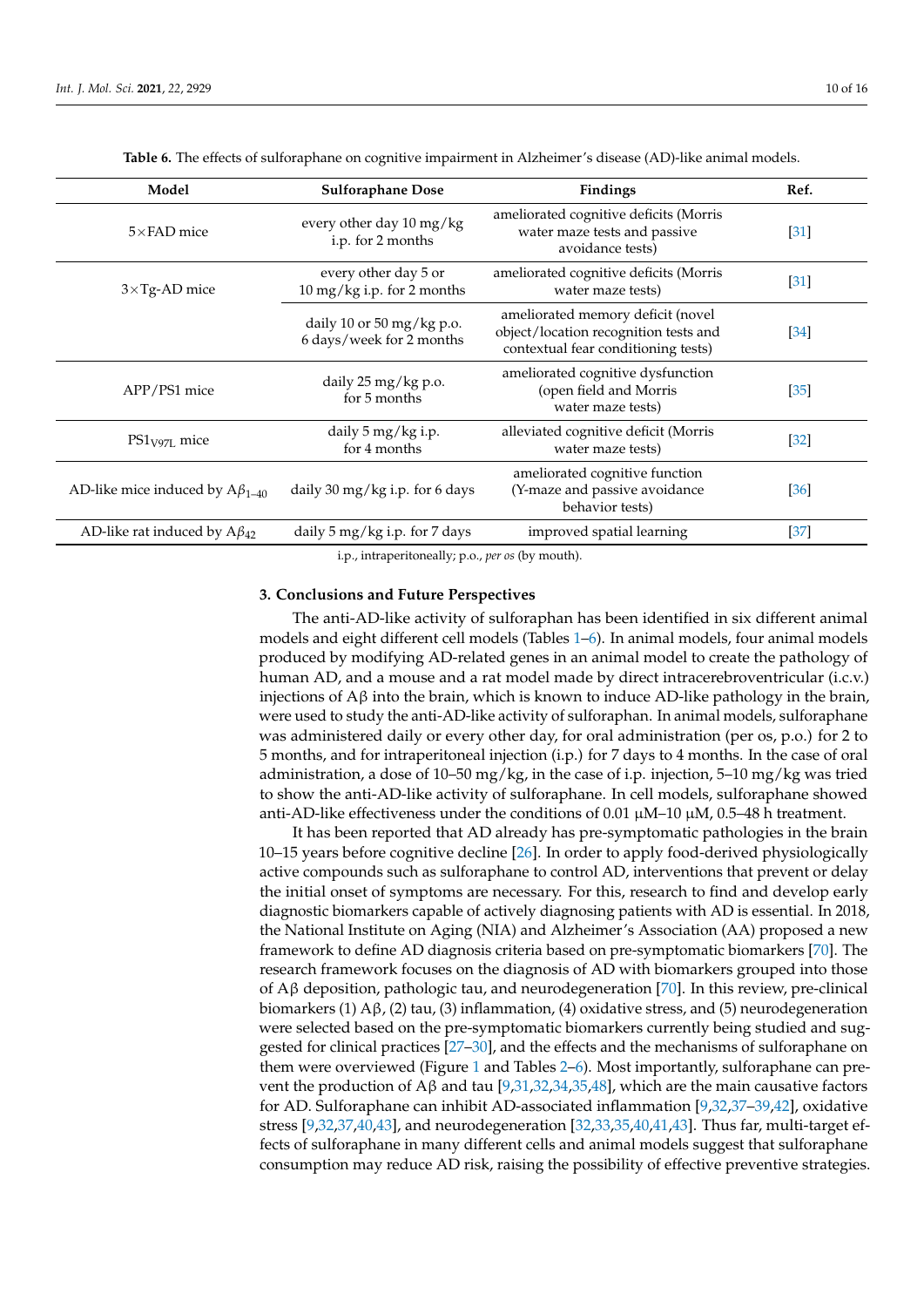**Table 6.** The effects of sulforaphane on cognitive impairment in Alzheimer's disease (AD)-like animal models.

| Model | Sulforaphane Dose | Findings | Ref. |
|---|---|---|---|
| 5×FAD mice | every other day 10 mg/kg i.p. for 2 months | ameliorated cognitive deficits (Morris water maze tests and passive avoidance tests) | [31] |
| 3×Tg-AD mice | every other day 5 or 10 mg/kg i.p. for 2 months | ameliorated cognitive deficits (Morris water maze tests) | [31] |
| | daily 10 or 50 mg/kg p.o. 6 days/week for 2 months | ameliorated memory deficit (novel object/location recognition tests and contextual fear conditioning tests) | [34] |
| APP/PS1 mice | daily 25 mg/kg p.o. for 5 months | ameliorated cognitive dysfunction (open field and Morris water maze tests) | [35] |
| $PS1_{V97L}$ mice | daily 5 mg/kg i.p. for 4 months | alleviated cognitive deficit (Morris water maze tests) | [32] |
| AD-like mice induced by $A\beta_{1–40}$ | daily 30 mg/kg i.p. for 6 days | ameliorated cognitive function (Y-maze and passive avoidance behavior tests) | [36] |
| AD-like rat induced by $A\beta_{42}$ | daily 5 mg/kg i.p. for 7 days | improved spatial learning | [37] |

i.p., intraperitoneally; p.o., *per os* (by mouth).

## 3. Conclusions and Future Perspectives

The anti-AD-like activity of sulforaphan has been identified in six different animal models and eight different cell models (Tables 1–6). In animal models, four animal models produced by modifying AD-related genes in an animal model to create the pathology of human AD, and a mouse and a rat model made by direct intracerebroventricular (i.c.v.) injections of Aβ into the brain, which is known to induce AD-like pathology in the brain, were used to study the anti-AD-like activity of sulforaphan. In animal models, sulforaphane was administered daily or every other day, for oral administration (per os, p.o.) for 2 to 5 months, and for intraperitoneal injection (i.p.) for 7 days to 4 months. In the case of oral administration, a dose of 10–50 mg/kg, in the case of i.p. injection, 5–10 mg/kg was tried to show the anti-AD-like activity of sulforaphane. In cell models, sulforaphane showed anti-AD-like effectiveness under the conditions of 0.01 μM–10 μM, 0.5–48 h treatment.

It has been reported that AD already has pre-symptomatic pathologies in the brain 10–15 years before cognitive decline [26]. In order to apply food-derived physiologically active compounds such as sulforaphane to control AD, interventions that prevent or delay the initial onset of symptoms are necessary. For this, research to find and develop early diagnostic biomarkers capable of actively diagnosing patients with AD is essential. In 2018, the National Institute on Aging (NIA) and Alzheimer's Association (AA) proposed a new framework to define AD diagnosis criteria based on pre-symptomatic biomarkers [70]. The research framework focuses on the diagnosis of AD with biomarkers grouped into those of Aβ deposition, pathologic tau, and neurodegeneration [70]. In this review, pre-clinical biomarkers (1) Aβ, (2) tau, (3) inflammation, (4) oxidative stress, and (5) neurodegeneration were selected based on the pre-symptomatic biomarkers currently being studied and suggested for clinical practices [27–30], and the effects and the mechanisms of sulforaphane on them were overviewed (Figure 1 and Tables 2–6). Most importantly, sulforaphane can prevent the production of Aβ and tau [9,31,32,34,35,48], which are the main causative factors for AD. Sulforaphane can inhibit AD-associated inflammation [9,32,37–39,42], oxidative stress [9,32,37,40,43], and neurodegeneration [32,33,35,40,41,43]. Thus far, multi-target effects of sulforaphane in many different cells and animal models suggest that sulforaphane consumption may reduce AD risk, raising the possibility of effective preventive strategies.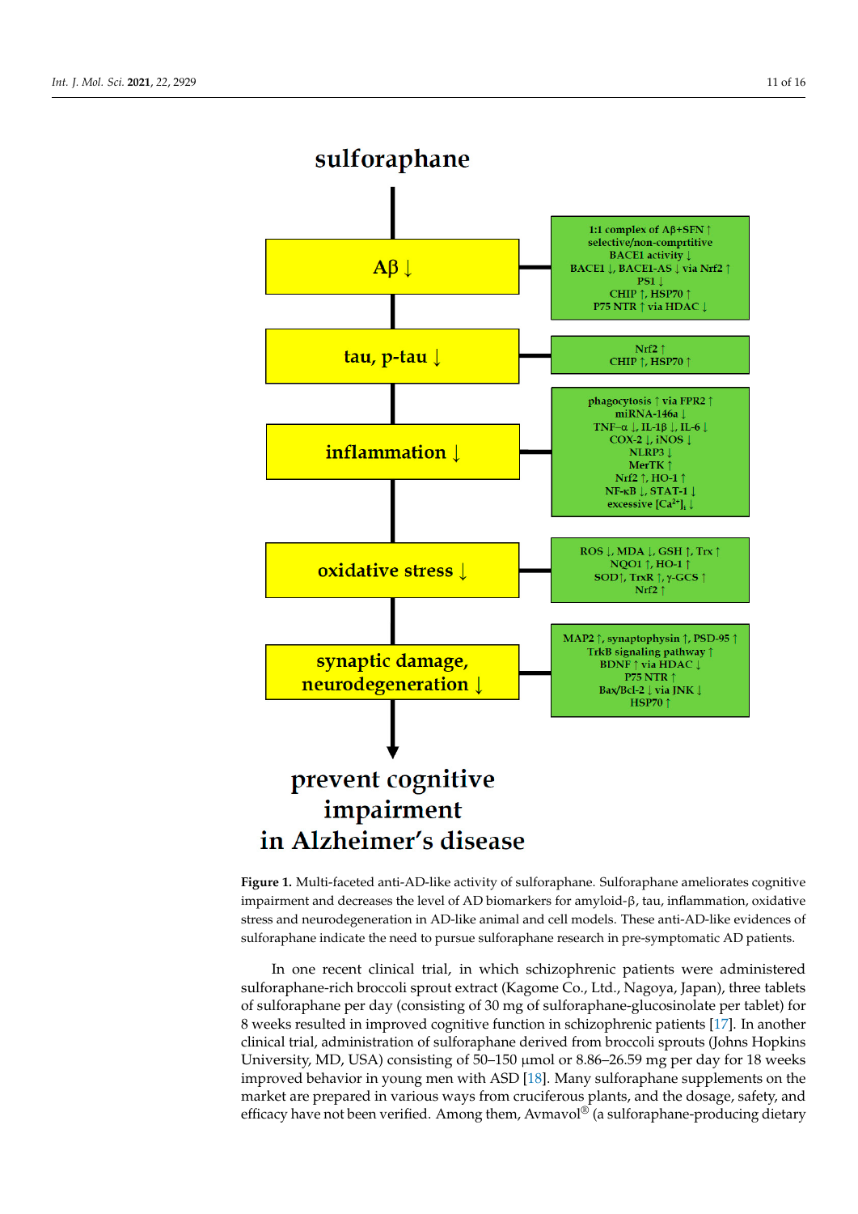sulforaphane

| | |
|---|---|
| Aβ ↓ | 1:1 complex of Aβ+SFN ↑<br>selective/non-comprtitive<br>BACE1 activity ↓<br>BACE1 ↓, BACE1-AS ↓ via Nrf2 ↑<br>PS1 ↓<br>CHIP ↑, HSP70 ↑<br>P75 NTR ↑ via HDAC ↓ |
| tau, p-tau ↓ | Nrf2 ↑<br>CHIP ↑, HSP70 ↑ |
| inflammation ↓ | phagocytosis ↑ via FPR2 ↑<br>miRNA-146a ↓<br>TNF−α ↓, IL-1β ↓, IL-6 ↓<br>COX-2 ↓, iNOS ↓<br>NLRP3 ↓<br>MerTK ↑<br>Nrf2 ↑, HO-1 ↑<br>NF-κB ↓, STAT-1 ↓<br>excessive $[Ca^{2+}]_i$ ↓ |
| oxidative stress ↓ | ROS ↓, MDA ↓, GSH ↑, Trx ↑<br>NQO1 ↑, HO-1 ↑<br>SOD↑, TrxR ↑, γ-GCS ↑<br>Nrf2 ↑ |
| synaptic damage, neurodegeneration ↓ | MAP2 ↑, synaptophysin ↑, PSD-95 ↑<br>TrkB signaling pathway ↑<br>BDNF ↑ via HDAC ↓<br>P75 NTR ↑<br>Bax/Bcl-2 ↓ via JNK ↓<br>HSP70 ↑ |

prevent cognitive impairment in Alzheimer's disease

**Figure 1.** Multi-faceted anti-AD-like activity of sulforaphane. Sulforaphane ameliorates cognitive impairment and decreases the level of AD biomarkers for amyloid-β, tau, inflammation, oxidative stress and neurodegeneration in AD-like animal and cell models. These anti-AD-like evidences of sulforaphane indicate the need to pursue sulforaphane research in pre-symptomatic AD patients.

In one recent clinical trial, in which schizophrenic patients were administered sulforaphane-rich broccoli sprout extract (Kagome Co., Ltd., Nagoya, Japan), three tablets of sulforaphane per day (consisting of 30 mg of sulforaphane-glucosinolate per tablet) for 8 weeks resulted in improved cognitive function in schizophrenic patients [17]. In another clinical trial, administration of sulforaphane derived from broccoli sprouts (Johns Hopkins University, MD, USA) consisting of 50–150 μmol or 8.86–26.59 mg per day for 18 weeks improved behavior in young men with ASD [18]. Many sulforaphane supplements on the market are prepared in various ways from cruciferous plants, and the dosage, safety, and efficacy have not been verified. Among them, Avmavol® (a sulforaphane-producing dietary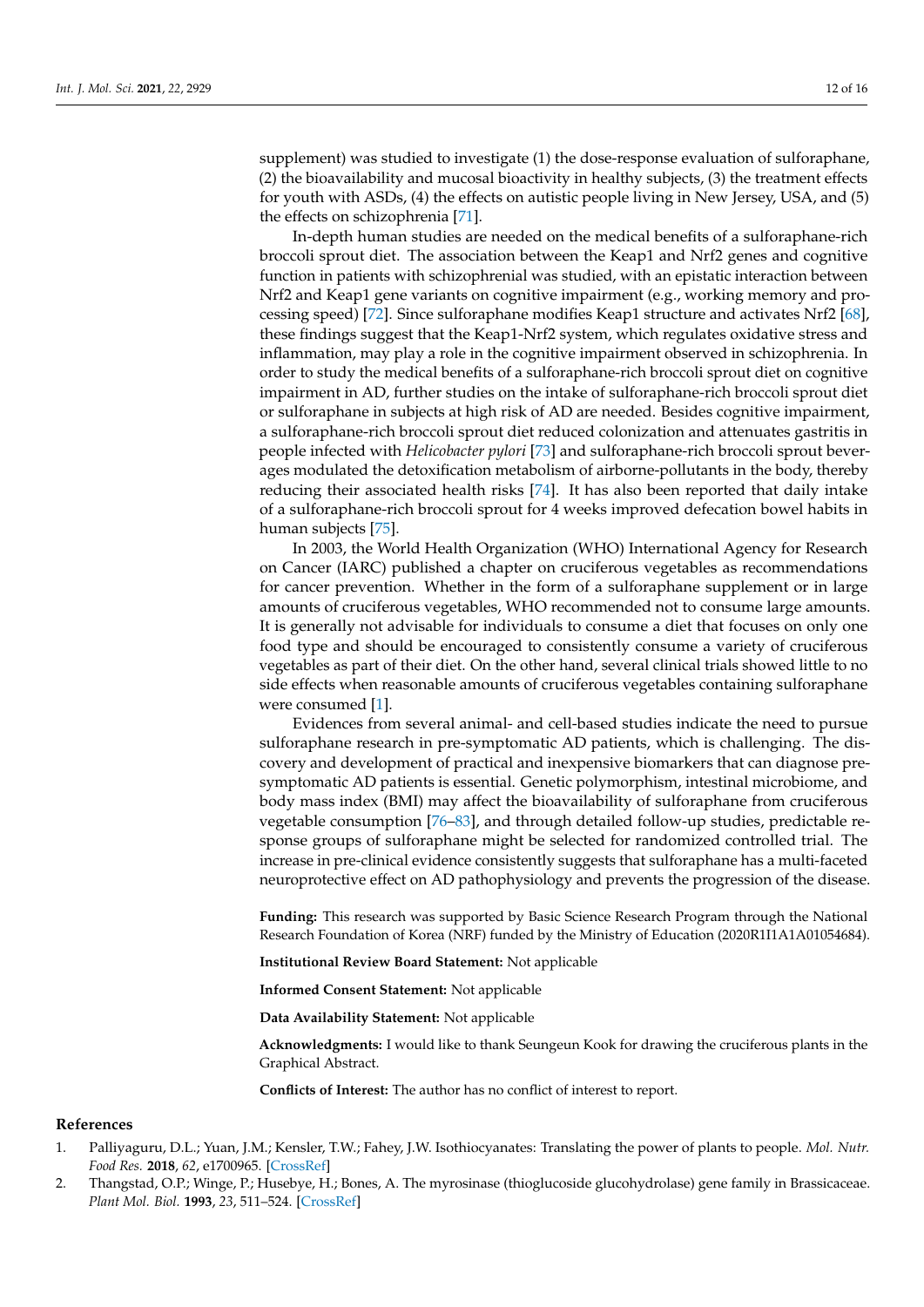supplement) was studied to investigate (1) the dose-response evaluation of sulforaphane, (2) the bioavailability and mucosal bioactivity in healthy subjects, (3) the treatment effects for youth with ASDs, (4) the effects on autistic people living in New Jersey, USA, and (5) the effects on schizophrenia [71].

In-depth human studies are needed on the medical benefits of a sulforaphane-rich broccoli sprout diet. The association between the Keap1 and Nrf2 genes and cognitive function in patients with schizophrenial was studied, with an epistatic interaction between Nrf2 and Keap1 gene variants on cognitive impairment (e.g., working memory and processing speed) [72]. Since sulforaphane modifies Keap1 structure and activates Nrf2 [68], these findings suggest that the Keap1-Nrf2 system, which regulates oxidative stress and inflammation, may play a role in the cognitive impairment observed in schizophrenia. In order to study the medical benefits of a sulforaphane-rich broccoli sprout diet on cognitive impairment in AD, further studies on the intake of sulforaphane-rich broccoli sprout diet or sulforaphane in subjects at high risk of AD are needed. Besides cognitive impairment, a sulforaphane-rich broccoli sprout diet reduced colonization and attenuates gastritis in people infected with *Helicobacter pylori* [73] and sulforaphane-rich broccoli sprout beverages modulated the detoxification metabolism of airborne-pollutants in the body, thereby reducing their associated health risks [74]. It has also been reported that daily intake of a sulforaphane-rich broccoli sprout for 4 weeks improved defecation bowel habits in human subjects [75].

In 2003, the World Health Organization (WHO) International Agency for Research on Cancer (IARC) published a chapter on cruciferous vegetables as recommendations for cancer prevention. Whether in the form of a sulforaphane supplement or in large amounts of cruciferous vegetables, WHO recommended not to consume large amounts. It is generally not advisable for individuals to consume a diet that focuses on only one food type and should be encouraged to consistently consume a variety of cruciferous vegetables as part of their diet. On the other hand, several clinical trials showed little to no side effects when reasonable amounts of cruciferous vegetables containing sulforaphane were consumed [1].

Evidences from several animal- and cell-based studies indicate the need to pursue sulforaphane research in pre-symptomatic AD patients, which is challenging. The discovery and development of practical and inexpensive biomarkers that can diagnose pre-symptomatic AD patients is essential. Genetic polymorphism, intestinal microbiome, and body mass index (BMI) may affect the bioavailability of sulforaphane from cruciferous vegetable consumption [76–83], and through detailed follow-up studies, predictable response groups of sulforaphane might be selected for randomized controlled trial. The increase in pre-clinical evidence consistently suggests that sulforaphane has a multi-faceted neuroprotective effect on AD pathophysiology and prevents the progression of the disease.

**Funding:** This research was supported by Basic Science Research Program through the National Research Foundation of Korea (NRF) funded by the Ministry of Education (2020R1I1A1A01054684).

**Institutional Review Board Statement:** Not applicable

**Informed Consent Statement:** Not applicable

**Data Availability Statement:** Not applicable

**Acknowledgments:** I would like to thank Seungeun Kook for drawing the cruciferous plants in the Graphical Abstract.

**Conflicts of Interest:** The author has no conflict of interest to report.

## References

1. Palliyaguru, D.L.; Yuan, J.M.; Kensler, T.W.; Fahey, J.W. Isothiocyanates: Translating the power of plants to people. *Mol. Nutr. Food Res.* **2018**, *62*, e1700965. [CrossRef]
2. Thangstad, O.P.; Winge, P.; Husebye, H.; Bones, A. The myrosinase (thioglucoside glucohydrolase) gene family in Brassicaceae. *Plant Mol. Biol.* **1993**, *23*, 511–524. [CrossRef]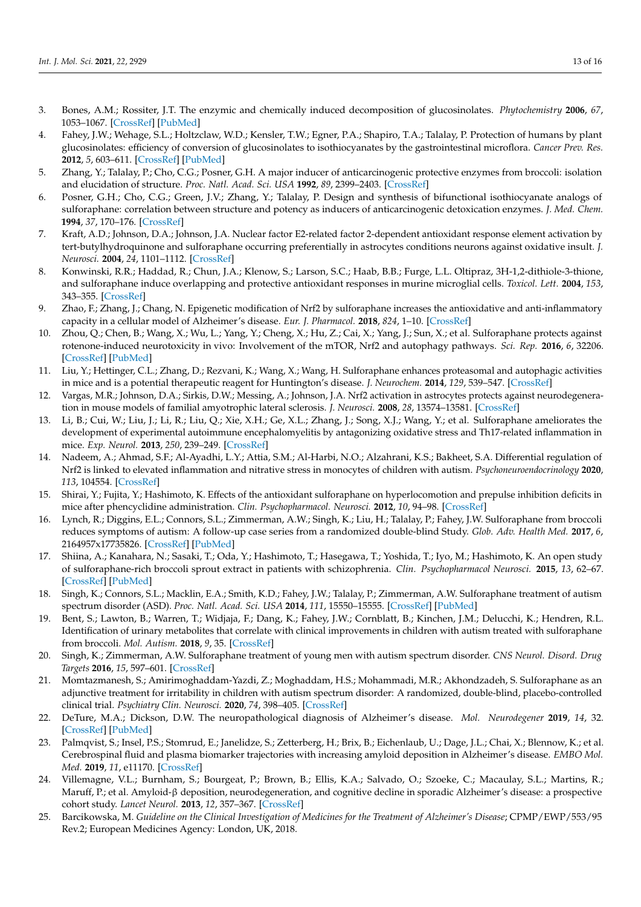3. Bones, A.M.; Rossiter, J.T. The enzymic and chemically induced decomposition of glucosinolates. *Phytochemistry* **2006**, *67*, 1053–1067. [CrossRef] [PubMed]
4. Fahey, J.W.; Wehage, S.L.; Holtzclaw, W.D.; Kensler, T.W.; Egner, P.A.; Shapiro, T.A.; Talalay, P. Protection of humans by plant glucosinolates: efficiency of conversion of glucosinolates to isothiocyanates by the gastrointestinal microflora. *Cancer Prev. Res.* **2012**, *5*, 603–611. [CrossRef] [PubMed]
5. Zhang, Y.; Talalay, P.; Cho, C.G.; Posner, G.H. A major inducer of anticarcinogenic protective enzymes from broccoli: isolation and elucidation of structure. *Proc. Natl. Acad. Sci. USA* **1992**, *89*, 2399–2403. [CrossRef]
6. Posner, G.H.; Cho, C.G.; Green, J.V.; Zhang, Y.; Talalay, P. Design and synthesis of bifunctional isothiocyanate analogs of sulforaphane: correlation between structure and potency as inducers of anticarcinogenic detoxication enzymes. *J. Med. Chem.* **1994**, *37*, 170–176. [CrossRef]
7. Kraft, A.D.; Johnson, D.A.; Johnson, J.A. Nuclear factor E2-related factor 2-dependent antioxidant response element activation by tert-butylhydroquinone and sulforaphane occurring preferentially in astrocytes conditions neurons against oxidative insult. *J. Neurosci.* **2004**, *24*, 1101–1112. [CrossRef]
8. Konwinski, R.R.; Haddad, R.; Chun, J.A.; Klenow, S.; Larson, S.C.; Haab, B.B.; Furge, L.L. Oltipraz, 3H-1,2-dithiole-3-thione, and sulforaphane induce overlapping and protective antioxidant responses in murine microglial cells. *Toxicol. Lett.* **2004**, *153*, 343–355. [CrossRef]
9. Zhao, F.; Zhang, J.; Chang, N. Epigenetic modification of Nrf2 by sulforaphane increases the antioxidative and anti-inflammatory capacity in a cellular model of Alzheimer's disease. *Eur. J. Pharmacol.* **2018**, *824*, 1–10. [CrossRef]
10. Zhou, Q.; Chen, B.; Wang, X.; Wu, L.; Yang, Y.; Cheng, X.; Hu, Z.; Cai, X.; Yang, J.; Sun, X.; et al. Sulforaphane protects against rotenone-induced neurotoxicity in vivo: Involvement of the mTOR, Nrf2 and autophagy pathways. *Sci. Rep.* **2016**, *6*, 32206. [CrossRef] [PubMed]
11. Liu, Y.; Hettinger, C.L.; Zhang, D.; Rezvani, K.; Wang, X.; Wang, H. Sulforaphane enhances proteasomal and autophagic activities in mice and is a potential therapeutic reagent for Huntington's disease. *J. Neurochem.* **2014**, *129*, 539–547. [CrossRef]
12. Vargas, M.R.; Johnson, D.A.; Sirkis, D.W.; Messing, A.; Johnson, J.A. Nrf2 activation in astrocytes protects against neurodegeneration in mouse models of familial amyotrophic lateral sclerosis. *J. Neurosci.* **2008**, *28*, 13574–13581. [CrossRef]
13. Li, B.; Cui, W.; Liu, J.; Li, R.; Liu, Q.; Xie, X.H.; Ge, X.L.; Zhang, J.; Song, X.J.; Wang, Y.; et al. Sulforaphane ameliorates the development of experimental autoimmune encephalomyelitis by antagonizing oxidative stress and Th17-related inflammation in mice. *Exp. Neurol.* **2013**, *250*, 239–249. [CrossRef]
14. Nadeem, A.; Ahmad, S.F.; Al-Ayadhi, L.Y.; Attia, S.M.; Al-Harbi, N.O.; Alzahrani, K.S.; Bakheet, S.A. Differential regulation of Nrf2 is linked to elevated inflammation and nitrative stress in monocytes of children with autism. *Psychoneuroendocrinology* **2020**, *113*, 104554. [CrossRef]
15. Shirai, Y.; Fujita, Y.; Hashimoto, K. Effects of the antioxidant sulforaphane on hyperlocomotion and prepulse inhibition deficits in mice after phencyclidine administration. *Clin. Psychopharmacol. Neurosci.* **2012**, *10*, 94–98. [CrossRef]
16. Lynch, R.; Diggins, E.L.; Connors, S.L.; Zimmerman, A.W.; Singh, K.; Liu, H.; Talalay, P.; Fahey, J.W. Sulforaphane from broccoli reduces symptoms of autism: A follow-up case series from a randomized double-blind Study. *Glob. Adv. Health Med.* **2017**, *6*, 2164957x17735826. [CrossRef] [PubMed]
17. Shiina, A.; Kanahara, N.; Sasaki, T.; Oda, Y.; Hashimoto, T.; Hasegawa, T.; Yoshida, T.; Iyo, M.; Hashimoto, K. An open study of sulforaphane-rich broccoli sprout extract in patients with schizophrenia. *Clin. Psychopharmacol Neurosci.* **2015**, *13*, 62–67. [CrossRef] [PubMed]
18. Singh, K.; Connors, S.L.; Macklin, E.A.; Smith, K.D.; Fahey, J.W.; Talalay, P.; Zimmerman, A.W. Sulforaphane treatment of autism spectrum disorder (ASD). *Proc. Natl. Acad. Sci. USA* **2014**, *111*, 15550–15555. [CrossRef] [PubMed]
19. Bent, S.; Lawton, B.; Warren, T.; Widjaja, F.; Dang, K.; Fahey, J.W.; Cornblatt, B.; Kinchen, J.M.; Delucchi, K.; Hendren, R.L. Identification of urinary metabolites that correlate with clinical improvements in children with autism treated with sulforaphane from broccoli. *Mol. Autism.* **2018**, *9*, 35. [CrossRef]
20. Singh, K.; Zimmerman, A.W. Sulforaphane treatment of young men with autism spectrum disorder. *CNS Neurol. Disord. Drug Targets* **2016**, *15*, 597–601. [CrossRef]
21. Momtazmanesh, S.; Amirimoghaddam-Yazdi, Z.; Moghaddam, H.S.; Mohammadi, M.R.; Akhondzadeh, S. Sulforaphane as an adjunctive treatment for irritability in children with autism spectrum disorder: A randomized, double-blind, placebo-controlled clinical trial. *Psychiatry Clin. Neurosci.* **2020**, *74*, 398–405. [CrossRef]
22. DeTure, M.A.; Dickson, D.W. The neuropathological diagnosis of Alzheimer's disease. *Mol. Neurodegener* **2019**, *14*, 32. [CrossRef] [PubMed]
23. Palmqvist, S.; Insel, P.S.; Stomrud, E.; Janelidze, S.; Zetterberg, H.; Brix, B.; Eichenlaub, U.; Dage, J.L.; Chai, X.; Blennow, K.; et al. Cerebrospinal fluid and plasma biomarker trajectories with increasing amyloid deposition in Alzheimer's disease. *EMBO Mol. Med.* **2019**, *11*, e11170. [CrossRef]
24. Villemagne, V.L.; Burnham, S.; Bourgeat, P.; Brown, B.; Ellis, K.A.; Salvado, O.; Szoeke, C.; Macaulay, S.L.; Martins, R.; Maruff, P.; et al. Amyloid-β deposition, neurodegeneration, and cognitive decline in sporadic Alzheimer's disease: a prospective cohort study. *Lancet Neurol.* **2013**, *12*, 357–367. [CrossRef]
25. Barcikowska, M. *Guideline on the Clinical Investigation of Medicines for the Treatment of Alzheimer's Disease*; CPMP/EWP/553/95 Rev.2; European Medicines Agency: London, UK, 2018.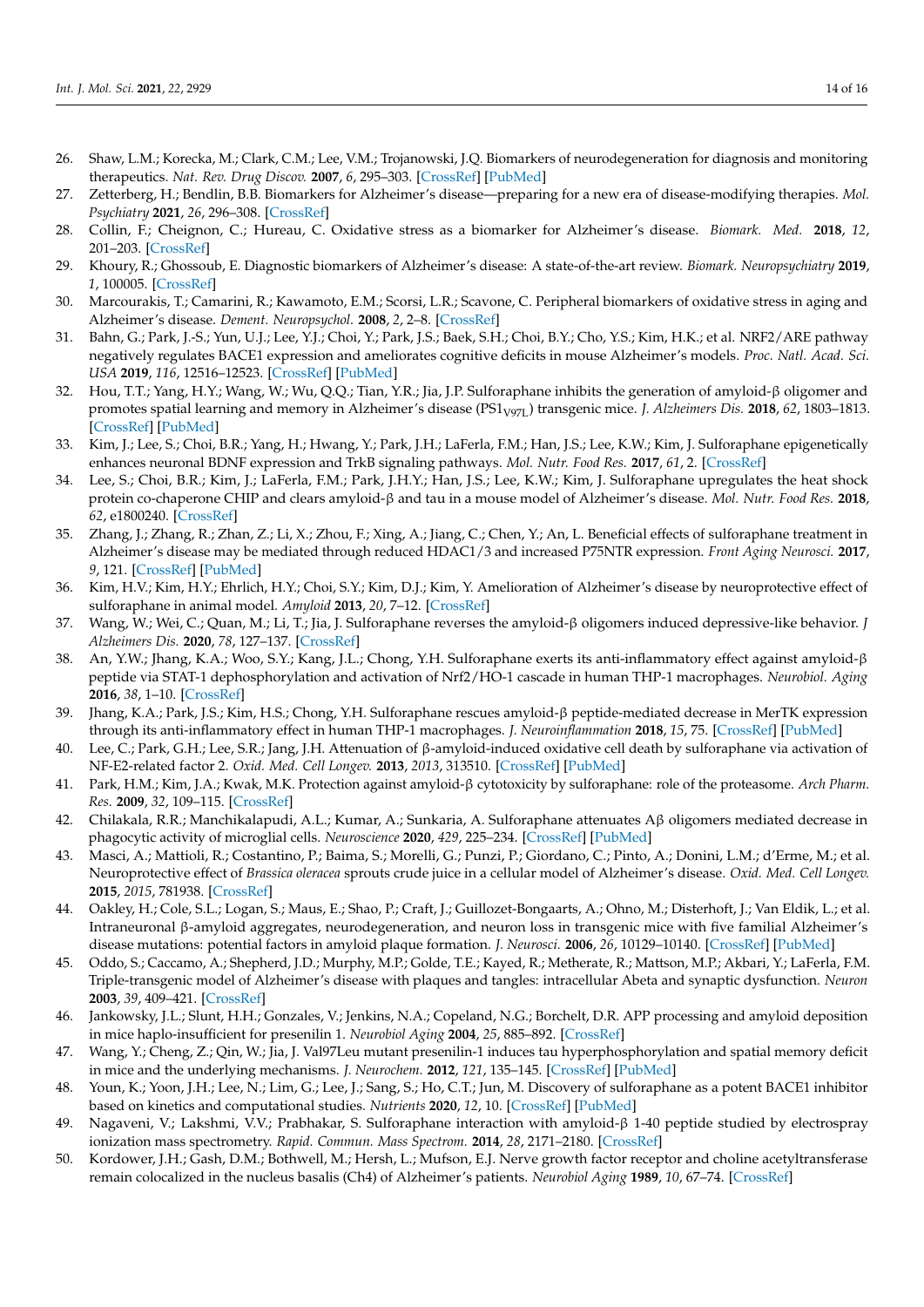26. Shaw, L.M.; Korecka, M.; Clark, C.M.; Lee, V.M.; Trojanowski, J.Q. Biomarkers of neurodegeneration for diagnosis and monitoring therapeutics. *Nat. Rev. Drug Discov.* **2007**, *6*, 295–303. [CrossRef] [PubMed]
27. Zetterberg, H.; Bendlin, B.B. Biomarkers for Alzheimer's disease—preparing for a new era of disease-modifying therapies. *Mol. Psychiatry* **2021**, *26*, 296–308. [CrossRef]
28. Collin, F.; Cheignon, C.; Hureau, C. Oxidative stress as a biomarker for Alzheimer's disease. *Biomark. Med.* **2018**, *12*, 201–203. [CrossRef]
29. Khoury, R.; Ghossoub, E. Diagnostic biomarkers of Alzheimer's disease: A state-of-the-art review. *Biomark. Neuropsychiatry* **2019**, *1*, 100005. [CrossRef]
30. Marcourakis, T.; Camarini, R.; Kawamoto, E.M.; Scorsi, L.R.; Scavone, C. Peripheral biomarkers of oxidative stress in aging and Alzheimer's disease. *Dement. Neuropsychol.* **2008**, *2*, 2–8. [CrossRef]
31. Bahn, G.; Park, J.-S.; Yun, U.J.; Lee, Y.J.; Choi, Y.; Park, J.S.; Baek, S.H.; Choi, B.Y.; Cho, Y.S.; Kim, H.K.; et al. NRF2/ARE pathway negatively regulates BACE1 expression and ameliorates cognitive deficits in mouse Alzheimer's models. *Proc. Natl. Acad. Sci. USA* **2019**, *116*, 12516–12523. [CrossRef] [PubMed]
32. Hou, T.T.; Yang, H.Y.; Wang, W.; Wu, Q.Q.; Tian, Y.R.; Jia, J.P. Sulforaphane inhibits the generation of amyloid-β oligomer and promotes spatial learning and memory in Alzheimer's disease ($PS1_{V97L}$) transgenic mice. *J. Alzheimers Dis.* **2018**, *62*, 1803–1813. [CrossRef] [PubMed]
33. Kim, J.; Lee, S.; Choi, B.R.; Yang, H.; Hwang, Y.; Park, J.H.; LaFerla, F.M.; Han, J.S.; Lee, K.W.; Kim, J. Sulforaphane epigenetically enhances neuronal BDNF expression and TrkB signaling pathways. *Mol. Nutr. Food Res.* **2017**, *61*, 2. [CrossRef]
34. Lee, S.; Choi, B.R.; Kim, J.; LaFerla, F.M.; Park, J.H.Y.; Han, J.S.; Lee, K.W.; Kim, J. Sulforaphane upregulates the heat shock protein co-chaperone CHIP and clears amyloid-β and tau in a mouse model of Alzheimer's disease. *Mol. Nutr. Food Res.* **2018**, *62*, e1800240. [CrossRef]
35. Zhang, J.; Zhang, R.; Zhan, Z.; Li, X.; Zhou, F.; Xing, A.; Jiang, C.; Chen, Y.; An, L. Beneficial effects of sulforaphane treatment in Alzheimer's disease may be mediated through reduced HDAC1/3 and increased P75NTR expression. *Front Aging Neurosci.* **2017**, *9*, 121. [CrossRef] [PubMed]
36. Kim, H.V.; Kim, H.Y.; Ehrlich, H.Y.; Choi, S.Y.; Kim, D.J.; Kim, Y. Amelioration of Alzheimer's disease by neuroprotective effect of sulforaphane in animal model. *Amyloid* **2013**, *20*, 7–12. [CrossRef]
37. Wang, W.; Wei, C.; Quan, M.; Li, T.; Jia, J. Sulforaphane reverses the amyloid-β oligomers induced depressive-like behavior. *J Alzheimers Dis.* **2020**, *78*, 127–137. [CrossRef]
38. An, Y.W.; Jhang, K.A.; Woo, S.Y.; Kang, J.L.; Chong, Y.H. Sulforaphane exerts its anti-inflammatory effect against amyloid-β peptide via STAT-1 dephosphorylation and activation of Nrf2/HO-1 cascade in human THP-1 macrophages. *Neurobiol. Aging* **2016**, *38*, 1–10. [CrossRef]
39. Jhang, K.A.; Park, J.S.; Kim, H.S.; Chong, Y.H. Sulforaphane rescues amyloid-β peptide-mediated decrease in MerTK expression through its anti-inflammatory effect in human THP-1 macrophages. *J. Neuroinflammation* **2018**, *15*, 75. [CrossRef] [PubMed]
40. Lee, C.; Park, G.H.; Lee, S.R.; Jang, J.H. Attenuation of β-amyloid-induced oxidative cell death by sulforaphane via activation of NF-E2-related factor 2. *Oxid. Med. Cell Longev.* **2013**, *2013*, 313510. [CrossRef] [PubMed]
41. Park, H.M.; Kim, J.A.; Kwak, M.K. Protection against amyloid-β cytotoxicity by sulforaphane: role of the proteasome. *Arch Pharm. Res.* **2009**, *32*, 109–115. [CrossRef]
42. Chilakala, R.R.; Manchikalapudi, A.L.; Kumar, A.; Sunkaria, A. Sulforaphane attenuates Aβ oligomers mediated decrease in phagocytic activity of microglial cells. *Neuroscience* **2020**, *429*, 225–234. [CrossRef] [PubMed]
43. Masci, A.; Mattioli, R.; Costantino, P.; Baima, S.; Morelli, G.; Punzi, P.; Giordano, C.; Pinto, A.; Donini, L.M.; d'Erme, M.; et al. Neuroprotective effect of *Brassica oleracea* sprouts crude juice in a cellular model of Alzheimer's disease. *Oxid. Med. Cell Longev.* **2015**, *2015*, 781938. [CrossRef]
44. Oakley, H.; Cole, S.L.; Logan, S.; Maus, E.; Shao, P.; Craft, J.; Guillozet-Bongaarts, A.; Ohno, M.; Disterhoft, J.; Van Eldik, L.; et al. Intraneuronal β-amyloid aggregates, neurodegeneration, and neuron loss in transgenic mice with five familial Alzheimer's disease mutations: potential factors in amyloid plaque formation. *J. Neurosci.* **2006**, *26*, 10129–10140. [CrossRef] [PubMed]
45. Oddo, S.; Caccamo, A.; Shepherd, J.D.; Murphy, M.P.; Golde, T.E.; Kayed, R.; Metherate, R.; Mattson, M.P.; Akbari, Y.; LaFerla, F.M. Triple-transgenic model of Alzheimer's disease with plaques and tangles: intracellular Abeta and synaptic dysfunction. *Neuron* **2003**, *39*, 409–421. [CrossRef]
46. Jankowsky, J.L.; Slunt, H.H.; Gonzales, V.; Jenkins, N.A.; Copeland, N.G.; Borchelt, D.R. APP processing and amyloid deposition in mice haplo-insufficient for presenilin 1. *Neurobiol Aging* **2004**, *25*, 885–892. [CrossRef]
47. Wang, Y.; Cheng, Z.; Qin, W.; Jia, J. Val97Leu mutant presenilin-1 induces tau hyperphosphorylation and spatial memory deficit in mice and the underlying mechanisms. *J. Neurochem.* **2012**, *121*, 135–145. [CrossRef] [PubMed]
48. Youn, K.; Yoon, J.H.; Lee, N.; Lim, G.; Lee, J.; Sang, S.; Ho, C.T.; Jun, M. Discovery of sulforaphane as a potent BACE1 inhibitor based on kinetics and computational studies. *Nutrients* **2020**, *12*, 10. [CrossRef] [PubMed]
49. Nagaveni, V.; Lakshmi, V.V.; Prabhakar, S. Sulforaphane interaction with amyloid-β 1-40 peptide studied by electrospray ionization mass spectrometry. *Rapid. Commun. Mass Spectrom.* **2014**, *28*, 2171–2180. [CrossRef]
50. Kordower, J.H.; Gash, D.M.; Bothwell, M.; Hersh, L.; Mufson, E.J. Nerve growth factor receptor and choline acetyltransferase remain colocalized in the nucleus basalis (Ch4) of Alzheimer's patients. *Neurobiol Aging* **1989**, *10*, 67–74. [CrossRef]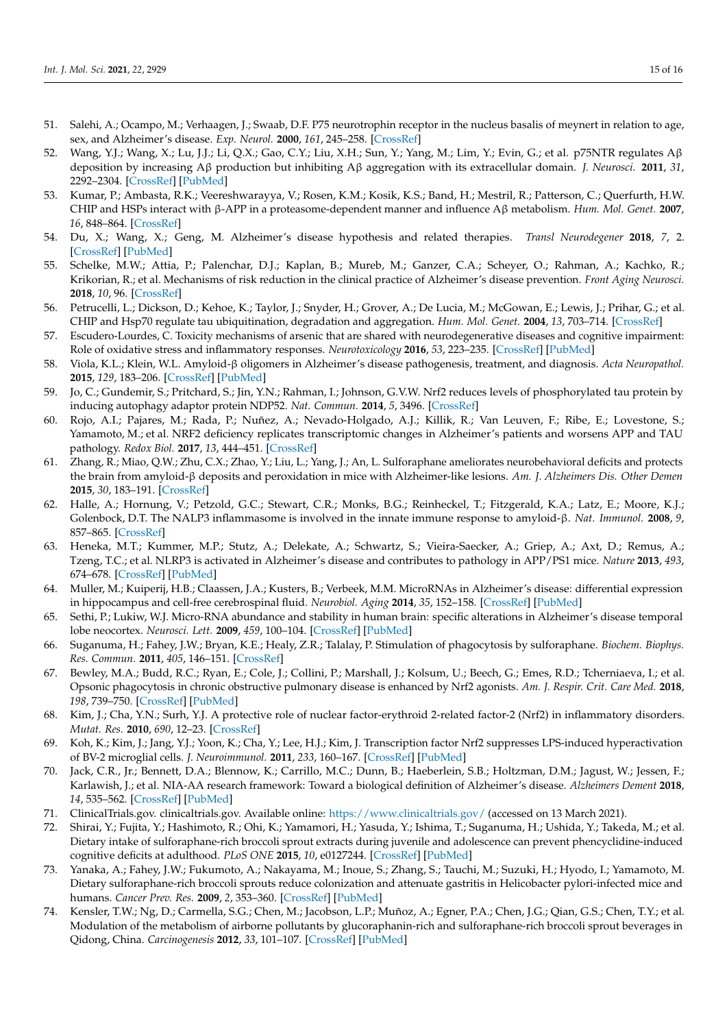51. Salehi, A.; Ocampo, M.; Verhaagen, J.; Swaab, D.F. P75 neurotrophin receptor in the nucleus basalis of meynert in relation to age, sex, and Alzheimer's disease. *Exp. Neurol.* **2000**, *161*, 245–258. [CrossRef]
52. Wang, Y.J.; Wang, X.; Lu, J.J.; Li, Q.X.; Gao, C.Y.; Liu, X.H.; Sun, Y.; Yang, M.; Lim, Y.; Evin, G.; et al. p75NTR regulates Aβ deposition by increasing Aβ production but inhibiting Aβ aggregation with its extracellular domain. *J. Neurosci.* **2011**, *31*, 2292–2304. [CrossRef] [PubMed]
53. Kumar, P.; Ambasta, R.K.; Veereshwarayya, V.; Rosen, K.M.; Kosik, K.S.; Band, H.; Mestril, R.; Patterson, C.; Querfurth, H.W. CHIP and HSPs interact with β-APP in a proteasome-dependent manner and influence Aβ metabolism. *Hum. Mol. Genet.* **2007**, *16*, 848–864. [CrossRef]
54. Du, X.; Wang, X.; Geng, M. Alzheimer's disease hypothesis and related therapies. *Transl Neurodegener* **2018**, *7*, 2. [CrossRef] [PubMed]
55. Schelke, M.W.; Attia, P.; Palenchar, D.J.; Kaplan, B.; Mureb, M.; Ganzer, C.A.; Scheyer, O.; Rahman, A.; Kachko, R.; Krikorian, R.; et al. Mechanisms of risk reduction in the clinical practice of Alzheimer's disease prevention. *Front Aging Neurosci.* **2018**, *10*, 96. [CrossRef]
56. Petrucelli, L.; Dickson, D.; Kehoe, K.; Taylor, J.; Snyder, H.; Grover, A.; De Lucia, M.; McGowan, E.; Lewis, J.; Prihar, G.; et al. CHIP and Hsp70 regulate tau ubiquitination, degradation and aggregation. *Hum. Mol. Genet.* **2004**, *13*, 703–714. [CrossRef]
57. Escudero-Lourdes, C. Toxicity mechanisms of arsenic that are shared with neurodegenerative diseases and cognitive impairment: Role of oxidative stress and inflammatory responses. *Neurotoxicology* **2016**, *53*, 223–235. [CrossRef] [PubMed]
58. Viola, K.L.; Klein, W.L. Amyloid-β oligomers in Alzheimer's disease pathogenesis, treatment, and diagnosis. *Acta Neuropathol.* **2015**, *129*, 183–206. [CrossRef] [PubMed]
59. Jo, C.; Gundemir, S.; Pritchard, S.; Jin, Y.N.; Rahman, I.; Johnson, G.V.W. Nrf2 reduces levels of phosphorylated tau protein by inducing autophagy adaptor protein NDP52. *Nat. Commun.* **2014**, *5*, 3496. [CrossRef]
60. Rojo, A.I.; Pajares, M.; Rada, P.; Nuñez, A.; Nevado-Holgado, A.J.; Killik, R.; Van Leuven, F.; Ribe, E.; Lovestone, S.; Yamamoto, M.; et al. NRF2 deficiency replicates transcriptomic changes in Alzheimer's patients and worsens APP and TAU pathology. *Redox Biol.* **2017**, *13*, 444–451. [CrossRef]
61. Zhang, R.; Miao, Q.W.; Zhu, C.X.; Zhao, Y.; Liu, L.; Yang, J.; An, L. Sulforaphane ameliorates neurobehavioral deficits and protects the brain from amyloid-β deposits and peroxidation in mice with Alzheimer-like lesions. *Am. J. Alzheimers Dis. Other Demen* **2015**, *30*, 183–191. [CrossRef]
62. Halle, A.; Hornung, V.; Petzold, G.C.; Stewart, C.R.; Monks, B.G.; Reinheckel, T.; Fitzgerald, K.A.; Latz, E.; Moore, K.J.; Golenbock, D.T. The NALP3 inflammasome is involved in the innate immune response to amyloid-β. *Nat. Immunol.* **2008**, *9*, 857–865. [CrossRef]
63. Heneka, M.T.; Kummer, M.P.; Stutz, A.; Delekate, A.; Schwartz, S.; Vieira-Saecker, A.; Griep, A.; Axt, D.; Remus, A.; Tzeng, T.C.; et al. NLRP3 is activated in Alzheimer's disease and contributes to pathology in APP/PS1 mice. *Nature* **2013**, *493*, 674–678. [CrossRef] [PubMed]
64. Muller, M.; Kuiperij, H.B.; Claassen, J.A.; Kusters, B.; Verbeek, M.M. MicroRNAs in Alzheimer's disease: differential expression in hippocampus and cell-free cerebrospinal fluid. *Neurobiol. Aging* **2014**, *35*, 152–158. [CrossRef] [PubMed]
65. Sethi, P.; Lukiw, W.J. Micro-RNA abundance and stability in human brain: specific alterations in Alzheimer's disease temporal lobe neocortex. *Neurosci. Lett.* **2009**, *459*, 100–104. [CrossRef] [PubMed]
66. Suganuma, H.; Fahey, J.W.; Bryan, K.E.; Healy, Z.R.; Talalay, P. Stimulation of phagocytosis by sulforaphane. *Biochem. Biophys. Res. Commun.* **2011**, *405*, 146–151. [CrossRef]
67. Bewley, M.A.; Budd, R.C.; Ryan, E.; Cole, J.; Collini, P.; Marshall, J.; Kolsum, U.; Beech, G.; Emes, R.D.; Tcherniaeva, I.; et al. Opsonic phagocytosis in chronic obstructive pulmonary disease is enhanced by Nrf2 agonists. *Am. J. Respir. Crit. Care Med.* **2018**, *198*, 739–750. [CrossRef] [PubMed]
68. Kim, J.; Cha, Y.N.; Surh, Y.J. A protective role of nuclear factor-erythroid 2-related factor-2 (Nrf2) in inflammatory disorders. *Mutat. Res.* **2010**, *690*, 12–23. [CrossRef]
69. Koh, K.; Kim, J.; Jang, Y.J.; Yoon, K.; Cha, Y.; Lee, H.J.; Kim, J. Transcription factor Nrf2 suppresses LPS-induced hyperactivation of BV-2 microglial cells. *J. Neuroimmunol.* **2011**, *233*, 160–167. [CrossRef] [PubMed]
70. Jack, C.R., Jr.; Bennett, D.A.; Blennow, K.; Carrillo, M.C.; Dunn, B.; Haeberlein, S.B.; Holtzman, D.M.; Jagust, W.; Jessen, F.; Karlawish, J.; et al. NIA-AA research framework: Toward a biological definition of Alzheimer's disease. *Alzheimers Dement* **2018**, *14*, 535–562. [CrossRef] [PubMed]
71. ClinicalTrials.gov. clinicaltrials.gov. Available online: https://www.clinicaltrials.gov/ (accessed on 13 March 2021).
72. Shirai, Y.; Fujita, Y.; Hashimoto, R.; Ohi, K.; Yamamori, H.; Yasuda, Y.; Ishima, T.; Suganuma, H.; Ushida, Y.; Takeda, M.; et al. Dietary intake of sulforaphane-rich broccoli sprout extracts during juvenile and adolescence can prevent phencyclidine-induced cognitive deficits at adulthood. *PLoS ONE* **2015**, *10*, e0127244. [CrossRef] [PubMed]
73. Yanaka, A.; Fahey, J.W.; Fukumoto, A.; Nakayama, M.; Inoue, S.; Zhang, S.; Tauchi, M.; Suzuki, H.; Hyodo, I.; Yamamoto, M. Dietary sulforaphane-rich broccoli sprouts reduce colonization and attenuate gastritis in Helicobacter pylori-infected mice and humans. *Cancer Prev. Res.* **2009**, *2*, 353–360. [CrossRef] [PubMed]
74. Kensler, T.W.; Ng, D.; Carmella, S.G.; Chen, M.; Jacobson, L.P.; Muñoz, A.; Egner, P.A.; Chen, J.G.; Qian, G.S.; Chen, T.Y.; et al. Modulation of the metabolism of airborne pollutants by glucoraphanin-rich and sulforaphane-rich broccoli sprout beverages in Qidong, China. *Carcinogenesis* **2012**, *33*, 101–107. [CrossRef] [PubMed]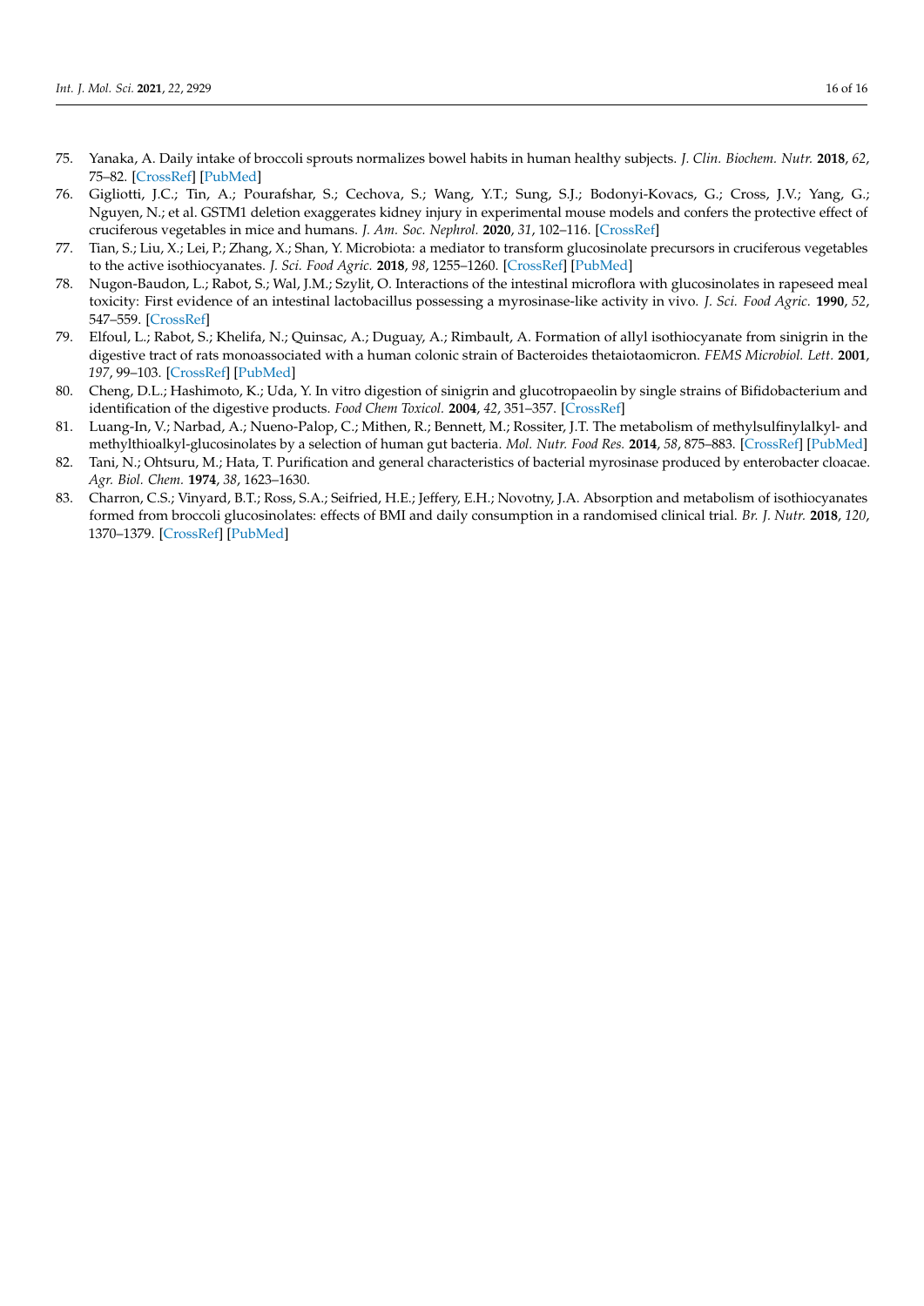75. Yanaka, A. Daily intake of broccoli sprouts normalizes bowel habits in human healthy subjects. *J. Clin. Biochem. Nutr.* **2018**, *62*, 75–82. [CrossRef] [PubMed]
76. Gigliotti, J.C.; Tin, A.; Pourafshar, S.; Cechova, S.; Wang, Y.T.; Sung, S.J.; Bodonyi-Kovacs, G.; Cross, J.V.; Yang, G.; Nguyen, N.; et al. GSTM1 deletion exaggerates kidney injury in experimental mouse models and confers the protective effect of cruciferous vegetables in mice and humans. *J. Am. Soc. Nephrol.* **2020**, *31*, 102–116. [CrossRef]
77. Tian, S.; Liu, X.; Lei, P.; Zhang, X.; Shan, Y. Microbiota: a mediator to transform glucosinolate precursors in cruciferous vegetables to the active isothiocyanates. *J. Sci. Food Agric.* **2018**, *98*, 1255–1260. [CrossRef] [PubMed]
78. Nugon-Baudon, L.; Rabot, S.; Wal, J.M.; Szylit, O. Interactions of the intestinal microflora with glucosinolates in rapeseed meal toxicity: First evidence of an intestinal lactobacillus possessing a myrosinase-like activity in vivo. *J. Sci. Food Agric.* **1990**, *52*, 547–559. [CrossRef]
79. Elfoul, L.; Rabot, S.; Khelifa, N.; Quinsac, A.; Duguay, A.; Rimbault, A. Formation of allyl isothiocyanate from sinigrin in the digestive tract of rats monoassociated with a human colonic strain of Bacteroides thetaiotaomicron. *FEMS Microbiol. Lett.* **2001**, *197*, 99–103. [CrossRef] [PubMed]
80. Cheng, D.L.; Hashimoto, K.; Uda, Y. In vitro digestion of sinigrin and glucotropaeolin by single strains of Bifidobacterium and identification of the digestive products. *Food Chem Toxicol.* **2004**, *42*, 351–357. [CrossRef]
81. Luang-In, V.; Narbad, A.; Nueno-Palop, C.; Mithen, R.; Bennett, M.; Rossiter, J.T. The metabolism of methylsulfinylalkyl- and methylthioalkyl-glucosinolates by a selection of human gut bacteria. *Mol. Nutr. Food Res.* **2014**, *58*, 875–883. [CrossRef] [PubMed]
82. Tani, N.; Ohtsuru, M.; Hata, T. Purification and general characteristics of bacterial myrosinase produced by enterobacter cloacae. *Agr. Biol. Chem.* **1974**, *38*, 1623–1630.
83. Charron, C.S.; Vinyard, B.T.; Ross, S.A.; Seifried, H.E.; Jeffery, E.H.; Novotny, J.A. Absorption and metabolism of isothiocyanates formed from broccoli glucosinolates: effects of BMI and daily consumption in a randomised clinical trial. *Br. J. Nutr.* **2018**, *120*, 1370–1379. [CrossRef] [PubMed]